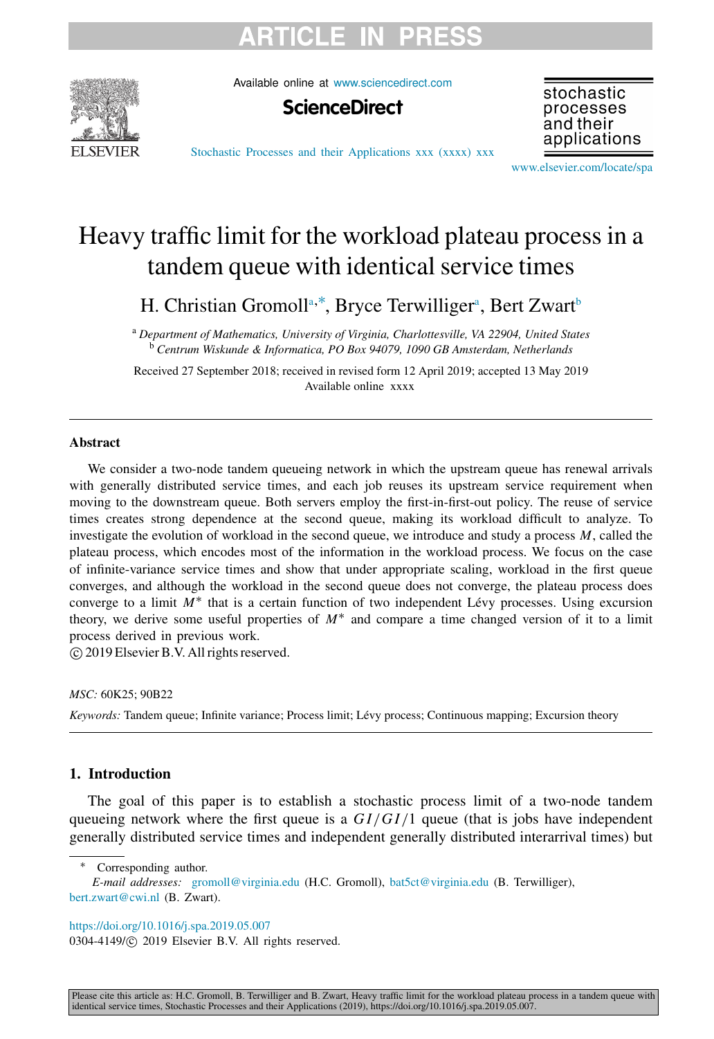# Heavy traffic limit for the workload plateau process in a tandem queue with identical service times

H. Christian Gromoll[a,*], Bryce Terwilliger[a], Bert Zwart[b]

[a] *Department of Mathematics, University of Virginia, Charlottesville, VA 22904, United States*
[b] *Centrum Wiskunde & Informatica, PO Box 94079, 1090 GB Amsterdam, Netherlands*

Received 27 September 2018; received in revised form 12 April 2019; accepted 13 May 2019
Available online xxxx

## Abstract

We consider a two-node tandem queueing network in which the upstream queue has renewal arrivals with generally distributed service times, and each job reuses its upstream service requirement when moving to the downstream queue. Both servers employ the first-in-first-out policy. The reuse of service times creates strong dependence at the second queue, making its workload difficult to analyze. To investigate the evolution of workload in the second queue, we introduce and study a process $M$, called the plateau process, which encodes most of the information in the workload process. We focus on the case of infinite-variance service times and show that under appropriate scaling, workload in the first queue converges, and although the workload in the second queue does not converge, the plateau process does converge to a limit $M^*$ that is a certain function of two independent Lévy processes. Using excursion theory, we derive some useful properties of $M^*$ and compare a time changed version of it to a limit process derived in previous work.

© 2019 Elsevier B.V. All rights reserved.

*MSC:* 60K25; 90B22

*Keywords:* Tandem queue; Infinite variance; Process limit; Lévy process; Continuous mapping; Excursion theory

## 1. Introduction

The goal of this paper is to establish a stochastic process limit of a two-node tandem queueing network where the first queue is a $GI/GI/1$ queue (that is jobs have independent generally distributed service times and independent generally distributed interarrival times) but

\* Corresponding author.
*E-mail addresses:* gromoll@virginia.edu (H.C. Gromoll), bat5ct@virginia.edu (B. Terwilliger), bert.zwart@cwi.nl (B. Zwart).

https://doi.org/10.1016/j.spa.2019.05.007
0304-4149/© 2019 Elsevier B.V. All rights reserved.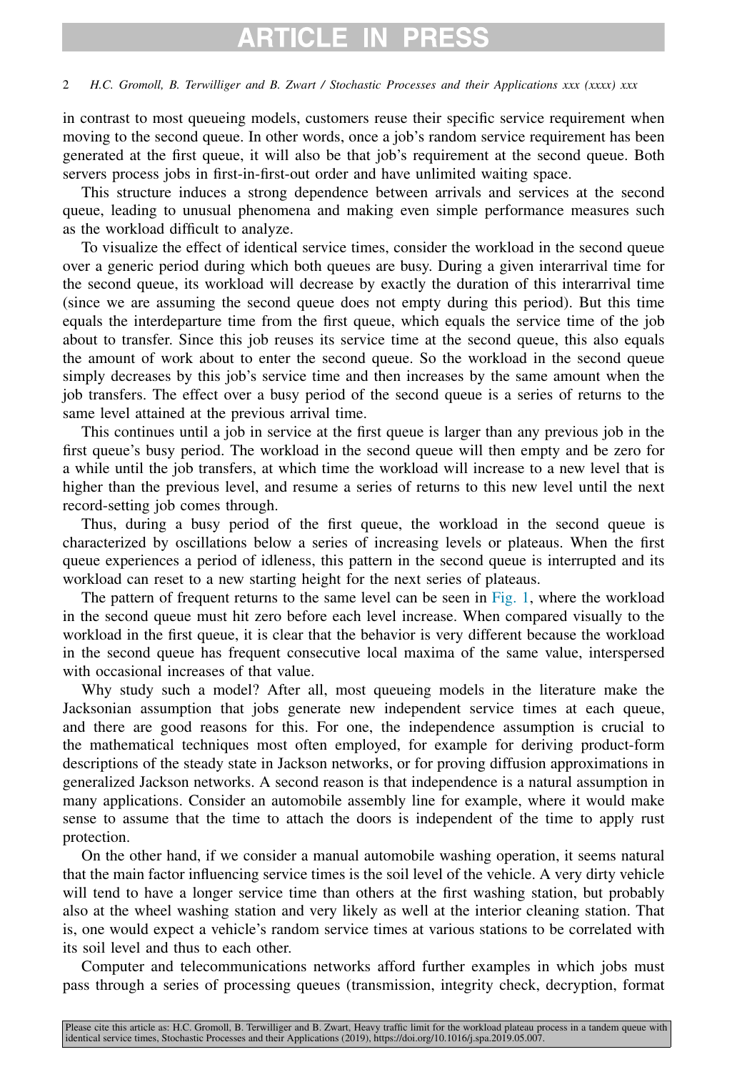in contrast to most queueing models, customers reuse their specific service requirement when moving to the second queue. In other words, once a job's random service requirement has been generated at the first queue, it will also be that job's requirement at the second queue. Both servers process jobs in first-in-first-out order and have unlimited waiting space.

This structure induces a strong dependence between arrivals and services at the second queue, leading to unusual phenomena and making even simple performance measures such as the workload difficult to analyze.

To visualize the effect of identical service times, consider the workload in the second queue over a generic period during which both queues are busy. During a given interarrival time for the second queue, its workload will decrease by exactly the duration of this interarrival time (since we are assuming the second queue does not empty during this period). But this time equals the interdeparture time from the first queue, which equals the service time of the job about to transfer. Since this job reuses its service time at the second queue, this also equals the amount of work about to enter the second queue. So the workload in the second queue simply decreases by this job's service time and then increases by the same amount when the job transfers. The effect over a busy period of the second queue is a series of returns to the same level attained at the previous arrival time.

This continues until a job in service at the first queue is larger than any previous job in the first queue's busy period. The workload in the second queue will then empty and be zero for a while until the job transfers, at which time the workload will increase to a new level that is higher than the previous level, and resume a series of returns to this new level until the next record-setting job comes through.

Thus, during a busy period of the first queue, the workload in the second queue is characterized by oscillations below a series of increasing levels or plateaus. When the first queue experiences a period of idleness, this pattern in the second queue is interrupted and its workload can reset to a new starting height for the next series of plateaus.

The pattern of frequent returns to the same level can be seen in Fig. 1, where the workload in the second queue must hit zero before each level increase. When compared visually to the workload in the first queue, it is clear that the behavior is very different because the workload in the second queue has frequent consecutive local maxima of the same value, interspersed with occasional increases of that value.

Why study such a model? After all, most queueing models in the literature make the Jacksonian assumption that jobs generate new independent service times at each queue, and there are good reasons for this. For one, the independence assumption is crucial to the mathematical techniques most often employed, for example for deriving product-form descriptions of the steady state in Jackson networks, or for proving diffusion approximations in generalized Jackson networks. A second reason is that independence is a natural assumption in many applications. Consider an automobile assembly line for example, where it would make sense to assume that the time to attach the doors is independent of the time to apply rust protection.

On the other hand, if we consider a manual automobile washing operation, it seems natural that the main factor influencing service times is the soil level of the vehicle. A very dirty vehicle will tend to have a longer service time than others at the first washing station, but probably also at the wheel washing station and very likely as well at the interior cleaning station. That is, one would expect a vehicle's random service times at various stations to be correlated with its soil level and thus to each other.

Computer and telecommunications networks afford further examples in which jobs must pass through a series of processing queues (transmission, integrity check, decryption, format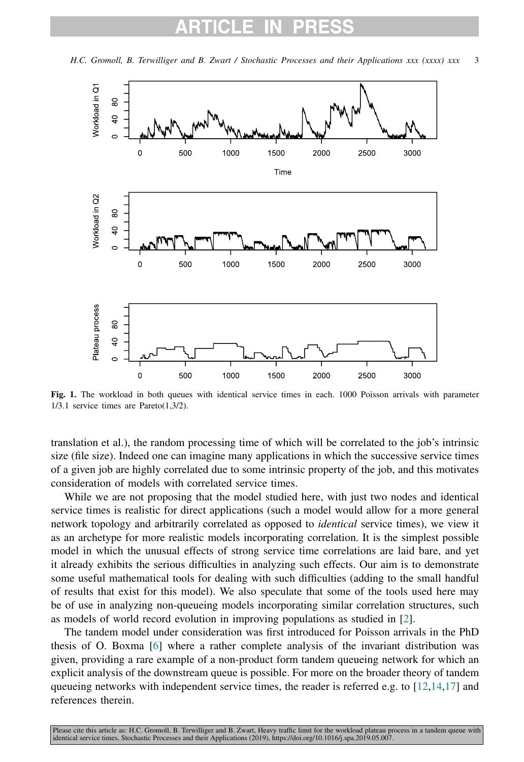**Fig. 1.** The workload in both queues with identical service times in each. 1000 Poisson arrivals with parameter 1/3.1 service times are Pareto(1,3/2).

translation et al.), the random processing time of which will be correlated to the job's intrinsic size (file size). Indeed one can imagine many applications in which the successive service times of a given job are highly correlated due to some intrinsic property of the job, and this motivates consideration of models with correlated service times.

While we are not proposing that the model studied here, with just two nodes and identical service times is realistic for direct applications (such a model would allow for a more general network topology and arbitrarily correlated as opposed to *identical* service times), we view it as an archetype for more realistic models incorporating correlation. It is the simplest possible model in which the unusual effects of strong service time correlations are laid bare, and yet it already exhibits the serious difficulties in analyzing such effects. Our aim is to demonstrate some useful mathematical tools for dealing with such difficulties (adding to the small handful of results that exist for this model). We also speculate that some of the tools used here may be of use in analyzing non-queueing models incorporating similar correlation structures, such as models of world record evolution in improving populations as studied in [2].

The tandem model under consideration was first introduced for Poisson arrivals in the PhD thesis of O. Boxma [6] where a rather complete analysis of the invariant distribution was given, providing a rare example of a non-product form tandem queueing network for which an explicit analysis of the downstream queue is possible. For more on the broader theory of tandem queueing networks with independent service times, the reader is referred e.g. to [12,14,17] and references therein.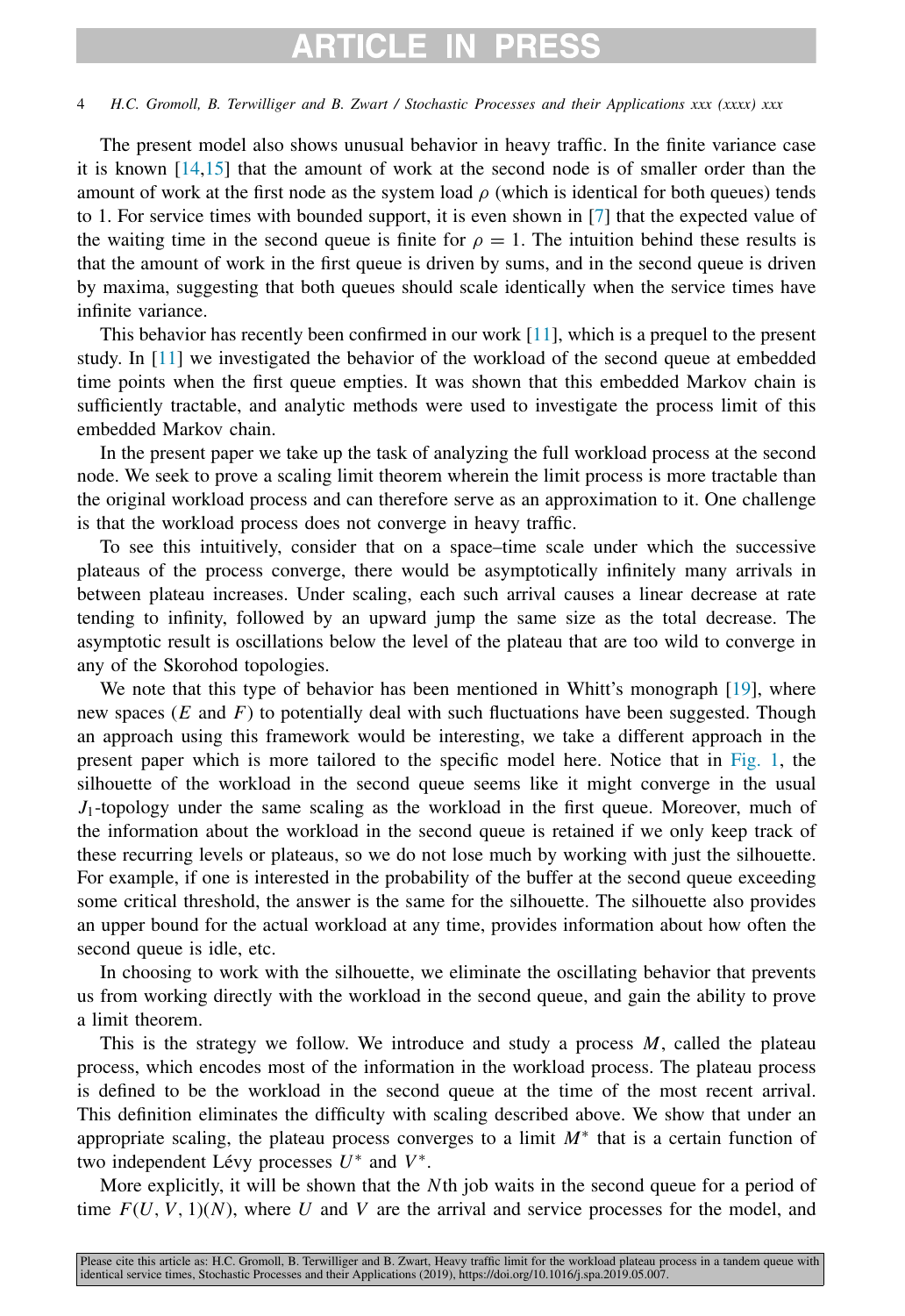The present model also shows unusual behavior in heavy traffic. In the finite variance case it is known [14,15] that the amount of work at the second node is of smaller order than the amount of work at the first node as the system load $\rho$ (which is identical for both queues) tends to 1. For service times with bounded support, it is even shown in [7] that the expected value of the waiting time in the second queue is finite for $\rho = 1$. The intuition behind these results is that the amount of work in the first queue is driven by sums, and in the second queue is driven by maxima, suggesting that both queues should scale identically when the service times have infinite variance.

This behavior has recently been confirmed in our work [11], which is a prequel to the present study. In [11] we investigated the behavior of the workload of the second queue at embedded time points when the first queue empties. It was shown that this embedded Markov chain is sufficiently tractable, and analytic methods were used to investigate the process limit of this embedded Markov chain.

In the present paper we take up the task of analyzing the full workload process at the second node. We seek to prove a scaling limit theorem wherein the limit process is more tractable than the original workload process and can therefore serve as an approximation to it. One challenge is that the workload process does not converge in heavy traffic.

To see this intuitively, consider that on a space–time scale under which the successive plateaus of the process converge, there would be asymptotically infinitely many arrivals in between plateau increases. Under scaling, each such arrival causes a linear decrease at rate tending to infinity, followed by an upward jump the same size as the total decrease. The asymptotic result is oscillations below the level of the plateau that are too wild to converge in any of the Skorohod topologies.

We note that this type of behavior has been mentioned in Whitt's monograph [19], where new spaces ($E$ and $F$) to potentially deal with such fluctuations have been suggested. Though an approach using this framework would be interesting, we take a different approach in the present paper which is more tailored to the specific model here. Notice that in Fig. 1, the silhouette of the workload in the second queue seems like it might converge in the usual $J_1$-topology under the same scaling as the workload in the first queue. Moreover, much of the information about the workload in the second queue is retained if we only keep track of these recurring levels or plateaus, so we do not lose much by working with just the silhouette. For example, if one is interested in the probability of the buffer at the second queue exceeding some critical threshold, the answer is the same for the silhouette. The silhouette also provides an upper bound for the actual workload at any time, provides information about how often the second queue is idle, etc.

In choosing to work with the silhouette, we eliminate the oscillating behavior that prevents us from working directly with the workload in the second queue, and gain the ability to prove a limit theorem.

This is the strategy we follow. We introduce and study a process $M$, called the plateau process, which encodes most of the information in the workload process. The plateau process is defined to be the workload in the second queue at the time of the most recent arrival. This definition eliminates the difficulty with scaling described above. We show that under an appropriate scaling, the plateau process converges to a limit $M^*$ that is a certain function of two independent Lévy processes $U^*$ and $V^*$.

More explicitly, it will be shown that the $N$th job waits in the second queue for a period of time $F(U, V, 1)(N)$, where $U$ and $V$ are the arrival and service processes for the model, and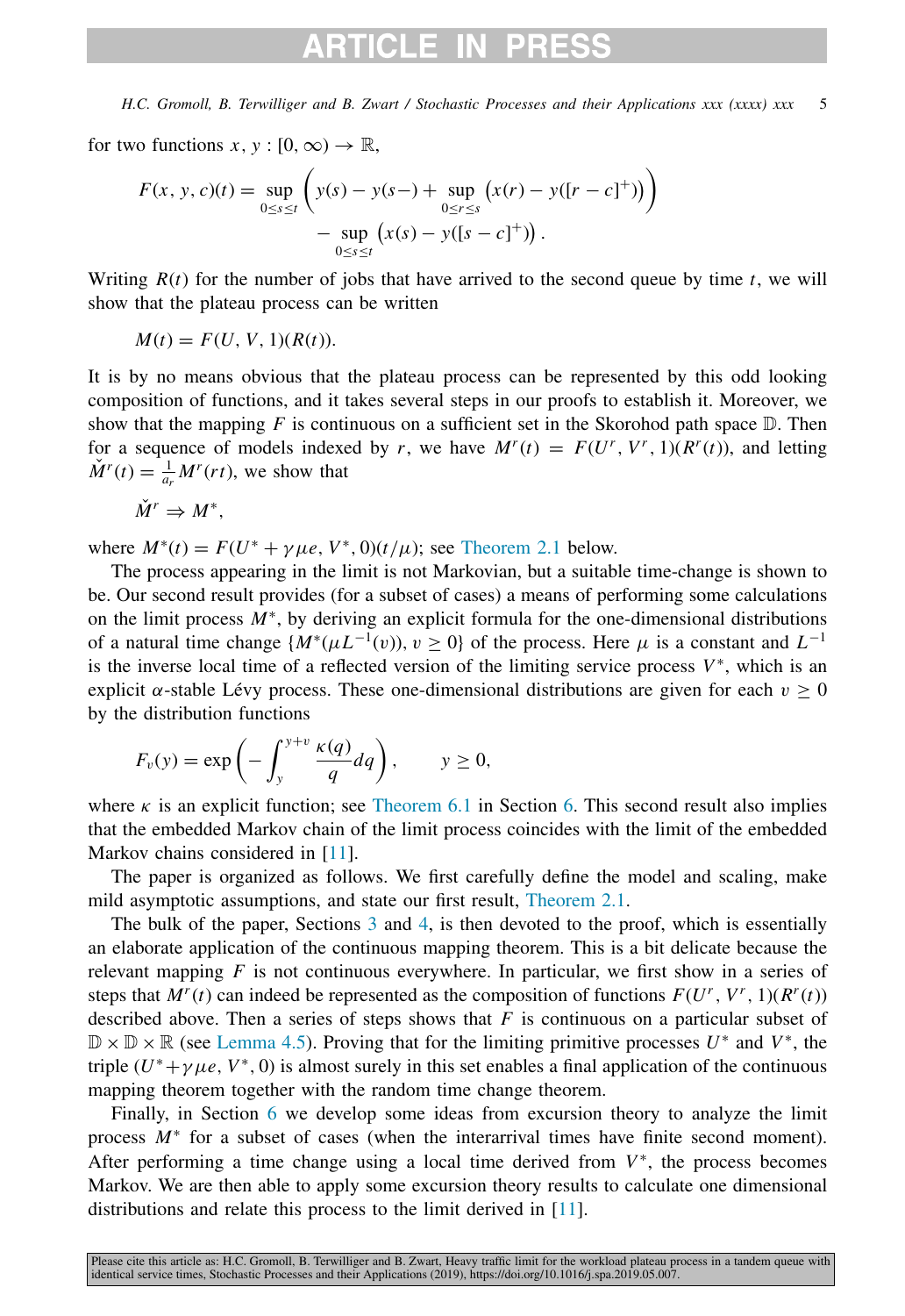for two functions $x, y : [0, \infty) \to \mathbb{R}$,

$$F(x, y, c)(t) = \sup_{0 \le s \le t} \left( y(s) - y(s-) + \sup_{0 \le r \le s} \left( x(r) - y([r - c]^+) \right) \right) - \sup_{0 \le s \le t} \left( x(s) - y([s - c]^+) \right).$$

Writing $R(t)$ for the number of jobs that have arrived to the second queue by time $t$, we will show that the plateau process can be written

$$M(t) = F(U, V, 1)(R(t)).$$

It is by no means obvious that the plateau process can be represented by this odd looking composition of functions, and it takes several steps in our proofs to establish it. Moreover, we show that the mapping $F$ is continuous on a sufficient set in the Skorohod path space $\mathbb{D}$. Then for a sequence of models indexed by $r$, we have $M^r(t) = F(U^r, V^r, 1)(R^r(t))$, and letting $\check{M}^r(t) = \frac{1}{a_r} M^r(rt)$, we show that

$$\check{M}^r \Rightarrow M^*,$$

where $M^*(t) = F(U^* + \gamma \mu e, V^*, 0)(t/\mu)$; see Theorem 2.1 below.

The process appearing in the limit is not Markovian, but a suitable time-change is shown to be. Our second result provides (for a subset of cases) a means of performing some calculations on the limit process $M^*$, by deriving an explicit formula for the one-dimensional distributions of a natural time change $\{M^*(\mu L^{-1}(v)), v \ge 0\}$ of the process. Here $\mu$ is a constant and $L^{-1}$ is the inverse local time of a reflected version of the limiting service process $V^*$, which is an explicit $\alpha$-stable Lévy process. These one-dimensional distributions are given for each $v \ge 0$ by the distribution functions

$$F_v(y) = \exp\left( - \int_y^{y+v} \frac{\kappa(q)}{q} dq \right), \qquad y \ge 0,$$

where $\kappa$ is an explicit function; see Theorem 6.1 in Section 6. This second result also implies that the embedded Markov chain of the limit process coincides with the limit of the embedded Markov chains considered in [11].

The paper is organized as follows. We first carefully define the model and scaling, make mild asymptotic assumptions, and state our first result, Theorem 2.1.

The bulk of the paper, Sections 3 and 4, is then devoted to the proof, which is essentially an elaborate application of the continuous mapping theorem. This is a bit delicate because the relevant mapping $F$ is not continuous everywhere. In particular, we first show in a series of steps that $M^r(t)$ can indeed be represented as the composition of functions $F(U^r, V^r, 1)(R^r(t))$ described above. Then a series of steps shows that $F$ is continuous on a particular subset of $\mathbb{D} \times \mathbb{D} \times \mathbb{R}$ (see Lemma 4.5). Proving that for the limiting primitive processes $U^*$ and $V^*$, the triple $(U^* + \gamma \mu e, V^*, 0)$ is almost surely in this set enables a final application of the continuous mapping theorem together with the random time change theorem.

Finally, in Section 6 we develop some ideas from excursion theory to analyze the limit process $M^*$ for a subset of cases (when the interarrival times have finite second moment). After performing a time change using a local time derived from $V^*$, the process becomes Markov. We are then able to apply some excursion theory results to calculate one dimensional distributions and relate this process to the limit derived in [11].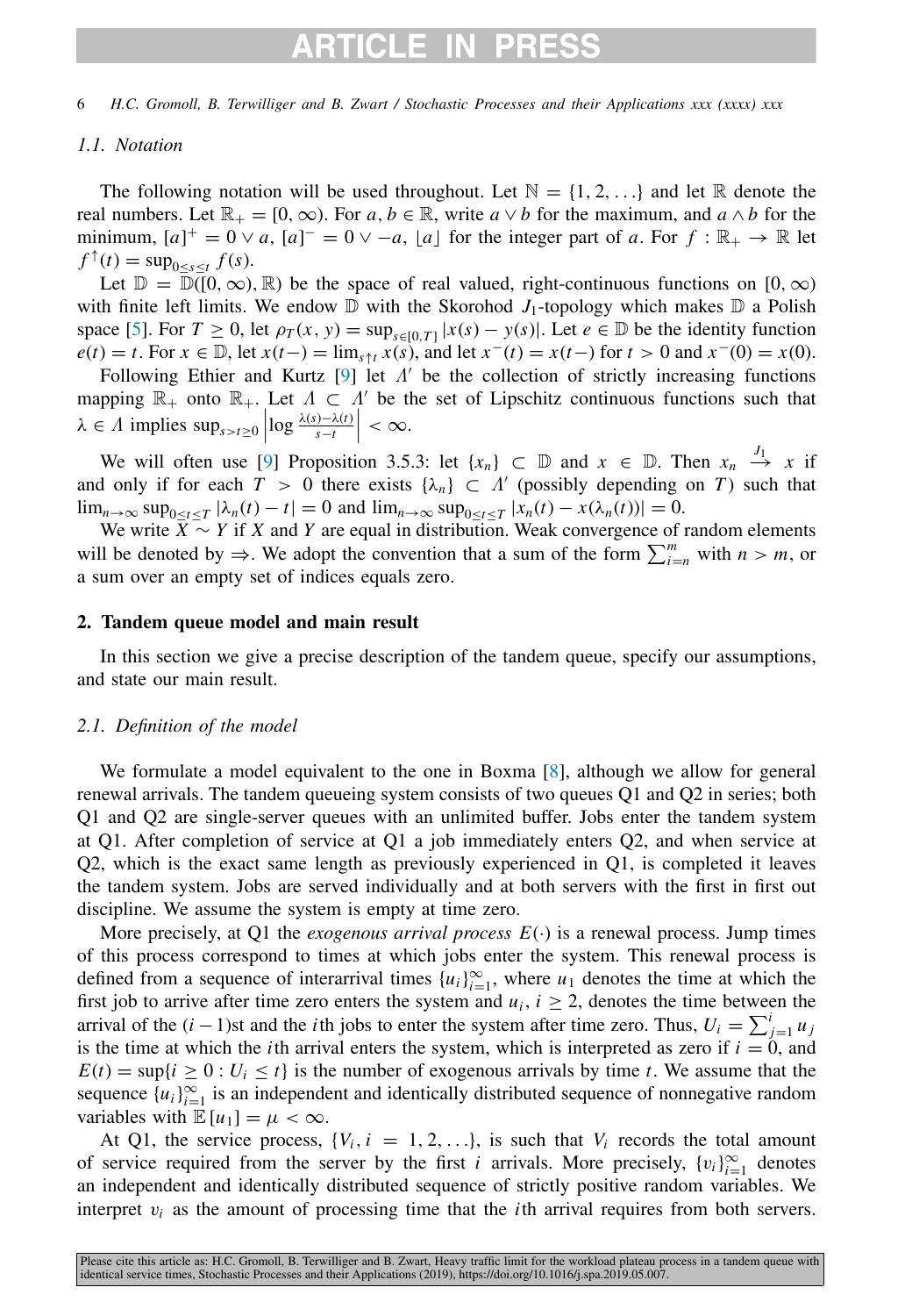### 1.1. Notation

The following notation will be used throughout. Let $\mathbb{N} = \{1, 2, \ldots\}$ and let $\mathbb{R}$ denote the real numbers. Let $\mathbb{R}_+ = [0, \infty)$. For $a, b \in \mathbb{R}$, write $a \vee b$ for the maximum, and $a \wedge b$ for the minimum, $[a]^+ = 0 \vee a$, $[a]^- = 0 \vee -a$, $\lfloor a \rfloor$ for the integer part of $a$. For $f : \mathbb{R}_+ \to \mathbb{R}$ let $f^{\uparrow}(t) = \sup_{0 \le s \le t} f(s)$.

Let $\mathbb{D} = \mathbb{D}([0, \infty), \mathbb{R})$ be the space of real valued, right-continuous functions on $[0, \infty)$ with finite left limits. We endow $\mathbb{D}$ with the Skorohod $J_1$-topology which makes $\mathbb{D}$ a Polish space [5]. For $T \ge 0$, let $\rho_T(x, y) = \sup_{s \in [0,T]} |x(s) - y(s)|$. Let $e \in \mathbb{D}$ be the identity function $e(t) = t$. For $x \in \mathbb{D}$, let $x(t-) = \lim_{s \uparrow t} x(s)$, and let $x^-(t) = x(t-)$ for $t > 0$ and $x^-(0) = x(0)$.

Following Ethier and Kurtz [9] let $\Lambda'$ be the collection of strictly increasing functions mapping $\mathbb{R}_+$ onto $\mathbb{R}_+$. Let $\Lambda \subset \Lambda'$ be the set of Lipschitz continuous functions such that $\lambda \in \Lambda$ implies $\sup_{s > t \ge 0} \left| \log \frac{\lambda(s) - \lambda(t)}{s - t} \right| < \infty$.

We will often use [9] Proposition 3.5.3: let $\{x_n\} \subset \mathbb{D}$ and $x \in \mathbb{D}$. Then $x_n \overset{J_1}{\to} x$ if and only if for each $T > 0$ there exists $\{\lambda_n\} \subset \Lambda'$ (possibly depending on $T$) such that $\lim_{n\to\infty} \sup_{0 \le t \le T} |\lambda_n(t) - t| = 0$ and $\lim_{n\to\infty} \sup_{0 \le t \le T} |x_n(t) - x(\lambda_n(t))| = 0$.

We write $X \sim Y$ if $X$ and $Y$ are equal in distribution. Weak convergence of random elements will be denoted by $\Rightarrow$. We adopt the convention that a sum of the form $\sum_{i=n}^{m}$ with $n > m$, or a sum over an empty set of indices equals zero.

## 2. Tandem queue model and main result

In this section we give a precise description of the tandem queue, specify our assumptions, and state our main result.

### 2.1. Definition of the model

We formulate a model equivalent to the one in Boxma [8], although we allow for general renewal arrivals. The tandem queueing system consists of two queues Q1 and Q2 in series; both Q1 and Q2 are single-server queues with an unlimited buffer. Jobs enter the tandem system at Q1. After completion of service at Q1 a job immediately enters Q2, and when service at Q2, which is the exact same length as previously experienced in Q1, is completed it leaves the tandem system. Jobs are served individually and at both servers with the first in first out discipline. We assume the system is empty at time zero.

More precisely, at Q1 the *exogenous arrival process* $E(\cdot)$ is a renewal process. Jump times of this process correspond to times at which jobs enter the system. This renewal process is defined from a sequence of interarrival times $\{u_i\}_{i=1}^{\infty}$, where $u_1$ denotes the time at which the first job to arrive after time zero enters the system and $u_i$, $i \ge 2$, denotes the time between the arrival of the $(i-1)$st and the $i$th jobs to enter the system after time zero. Thus, $U_i = \sum_{j=1}^{i} u_j$ is the time at which the $i$th arrival enters the system, which is interpreted as zero if $i = 0$, and $E(t) = \sup\{i \ge 0 : U_i \le t\}$ is the number of exogenous arrivals by time $t$. We assume that the sequence $\{u_i\}_{i=1}^{\infty}$ is an independent and identically distributed sequence of nonnegative random variables with $\mathbb{E}[u_1] = \mu < \infty$.

At Q1, the service process, $\{V_i, i = 1, 2, \ldots\}$, is such that $V_i$ records the total amount of service required from the server by the first $i$ arrivals. More precisely, $\{v_i\}_{i=1}^{\infty}$ denotes an independent and identically distributed sequence of strictly positive random variables. We interpret $v_i$ as the amount of processing time that the $i$th arrival requires from both servers.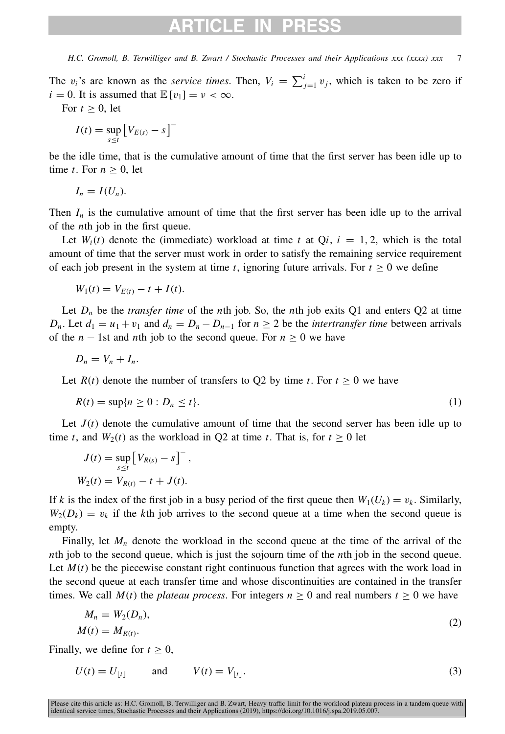The $v_i$'s are known as the *service times*. Then, $V_i = \sum_{j=1}^{i} v_j$, which is taken to be zero if $i = 0$. It is assumed that $\mathbb{E}[v_1] = \nu < \infty$.

For $t \geq 0$, let

$$I(t) = \sup_{s \leq t} \left[ V_{E(s)} - s \right]^-$$

be the idle time, that is the cumulative amount of time that the first server has been idle up to time $t$. For $n \geq 0$, let

$$I_n = I(U_n).$$

Then $I_n$ is the cumulative amount of time that the first server has been idle up to the arrival of the $n$th job in the first queue.

Let $W_i(t)$ denote the (immediate) workload at time $t$ at Q$i$, $i = 1, 2$, which is the total amount of time that the server must work in order to satisfy the remaining service requirement of each job present in the system at time $t$, ignoring future arrivals. For $t \geq 0$ we define

$$W_1(t) = V_{E(t)} - t + I(t).$$

Let $D_n$ be the *transfer time* of the $n$th job. So, the $n$th job exits Q1 and enters Q2 at time $D_n$. Let $d_1 = u_1 + v_1$ and $d_n = D_n - D_{n-1}$ for $n \geq 2$ be the *intertransfer time* between arrivals of the $n-1$st and $n$th job to the second queue. For $n \geq 0$ we have

$$D_n = V_n + I_n.$$

Let $R(t)$ denote the number of transfers to Q2 by time $t$. For $t \geq 0$ we have

$$R(t) = \sup\{n \geq 0 : D_n \leq t\}. \tag{1}$$

Let $J(t)$ denote the cumulative amount of time that the second server has been idle up to time $t$, and $W_2(t)$ as the workload in Q2 at time $t$. That is, for $t \geq 0$ let

$$J(t) = \sup_{s \leq t} \left[ V_{R(s)} - s \right]^-,$$
$$W_2(t) = V_{R(t)} - t + J(t).$$

If $k$ is the index of the first job in a busy period of the first queue then $W_1(U_k) = v_k$. Similarly, $W_2(D_k) = v_k$ if the $k$th job arrives to the second queue at a time when the second queue is empty.

Finally, let $M_n$ denote the workload in the second queue at the time of the arrival of the $n$th job to the second queue, which is just the sojourn time of the $n$th job in the second queue. Let $M(t)$ be the piecewise constant right continuous function that agrees with the work load in the second queue at each transfer time and whose discontinuities are contained in the transfer times. We call $M(t)$ the *plateau process*. For integers $n \geq 0$ and real numbers $t \geq 0$ we have

$$M_n = W_2(D_n),$$
$$M(t) = M_{R(t)}. \tag{2}$$

Finally, we define for $t \geq 0$,

$$U(t) = U_{\lfloor t \rfloor} \qquad \text{and} \qquad V(t) = V_{\lfloor t \rfloor}. \tag{3}$$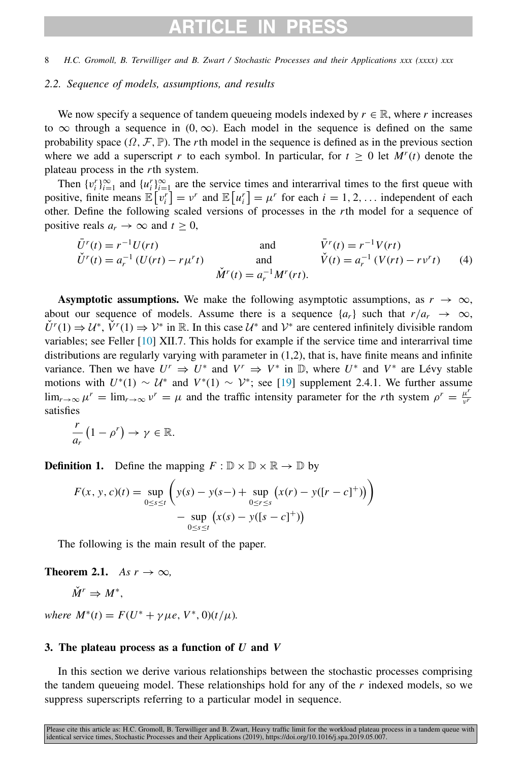### 2.2. Sequence of models, assumptions, and results

We now specify a sequence of tandem queueing models indexed by $r \in \mathbb{R}$, where $r$ increases to $\infty$ through a sequence in $(0, \infty)$. Each model in the sequence is defined on the same probability space $(\Omega, \mathcal{F}, \mathbb{P})$. The $r$th model in the sequence is defined as in the previous section where we add a superscript $r$ to each symbol. In particular, for $t \geq 0$ let $M^r(t)$ denote the plateau process in the $r$th system.

Then $\{v_i^r\}_{i=1}^{\infty}$ and $\{u_i^r\}_{i=1}^{\infty}$ are the service times and interarrival times to the first queue with positive, finite means $\mathbb{E}\left[v_i^r\right] = \nu^r$ and $\mathbb{E}\left[u_i^r\right] = \mu^r$ for each $i = 1, 2, \ldots$ independent of each other. Define the following scaled versions of processes in the $r$th model for a sequence of positive reals $a_r \to \infty$ and $t \geq 0$,

$$
\begin{aligned}
&\bar{U}^r(t) = r^{-1}U(rt) && \text{and} && \bar{V}^r(t) = r^{-1}V(rt) \\
&\check{U}^r(t) = a_r^{-1}\left(U(rt) - r\mu^r t\right) && \text{and} && \check{V}(t) = a_r^{-1}\left(V(rt) - r\nu^r t\right) \\
& && \check{M}^r(t) = a_r^{-1}M^r(rt). && 
\end{aligned}
\tag{4}
$$

**Asymptotic assumptions.** We make the following asymptotic assumptions, as $r \to \infty$, about our sequence of models. Assume there is a sequence $\{a_r\}$ such that $r/a_r \to \infty$, $\check{U}^r(1) \Rightarrow \mathcal{U}^*$, $\check{V}^r(1) \Rightarrow \mathcal{V}^*$ in $\mathbb{R}$. In this case $\mathcal{U}^*$ and $\mathcal{V}^*$ are centered infinitely divisible random variables; see Feller [10] XII.7. This holds for example if the service time and interarrival time distributions are regularly varying with parameter in (1,2), that is, have finite means and infinite variance. Then we have $U^r \Rightarrow U^*$ and $V^r \Rightarrow V^*$ in $\mathbb{D}$, where $U^*$ and $V^*$ are Lévy stable motions with $U^*(1) \sim \mathcal{U}^*$ and $V^*(1) \sim \mathcal{V}^*$; see [19] supplement 2.4.1. We further assume $\lim_{r\to\infty} \mu^r = \lim_{r\to\infty} \nu^r = \mu$ and the traffic intensity parameter for the $r$th system $\rho^r = \frac{\mu^r}{\nu^r}$ satisfies

$$
\frac{r}{a_r}\left(1 - \rho^r\right) \to \gamma \in \mathbb{R}.
$$

**Definition 1.** Define the mapping $F : \mathbb{D} \times \mathbb{D} \times \mathbb{R} \to \mathbb{D}$ by

$$
F(x, y, c)(t) = \sup_{0\leq s\leq t}\left(y(s) - y(s-) + \sup_{0\leq r\leq s}\left(x(r) - y([r-c]^+)\right)\right) - \sup_{0\leq s\leq t}\left(x(s) - y([s-c]^+)\right)
$$

The following is the main result of the paper.

**Theorem 2.1.** *As $r \to \infty$,*

$$
\check{M}^r \Rightarrow M^*,
$$

*where $M^*(t) = F(U^* + \gamma\mu e, V^*, 0)(t/\mu)$.*

## 3. The plateau process as a function of $U$ and $V$

In this section we derive various relationships between the stochastic processes comprising the tandem queueing model. These relationships hold for any of the $r$ indexed models, so we suppress superscripts referring to a particular model in sequence.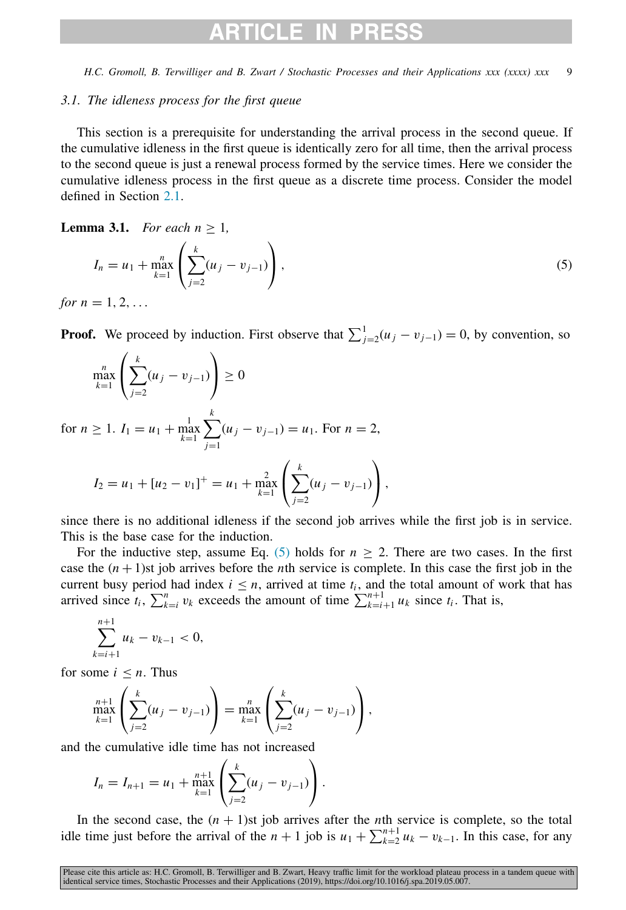### 3.1. The idleness process for the first queue

This section is a prerequisite for understanding the arrival process in the second queue. If the cumulative idleness in the first queue is identically zero for all time, then the arrival process to the second queue is just a renewal process formed by the service times. Here we consider the cumulative idleness process in the first queue as a discrete time process. Consider the model defined in Section 2.1.

**Lemma 3.1.** *For each $n \geq 1$,*

$$I_n = u_1 + \max_{k=1}^{n} \left( \sum_{j=2}^{k} (u_j - v_{j-1}) \right), \tag{5}$$

*for $n = 1, 2, \ldots$*

**Proof.** We proceed by induction. First observe that $\sum_{j=2}^{1}(u_j - v_{j-1}) = 0$, by convention, so

$$\max_{k=1}^{n} \left( \sum_{j=2}^{k} (u_j - v_{j-1}) \right) \geq 0$$

for $n \geq 1$. $I_1 = u_1 + \max_{k=1}^{1} \sum_{j=1}^{k} (u_j - v_{j-1}) = u_1$. For $n = 2$,

$$I_2 = u_1 + [u_2 - v_1]^+ = u_1 + \max_{k=1}^{2} \left( \sum_{j=2}^{k} (u_j - v_{j-1}) \right),$$

since there is no additional idleness if the second job arrives while the first job is in service. This is the base case for the induction.

For the inductive step, assume Eq. (5) holds for $n \geq 2$. There are two cases. In the first case the $(n+1)$st job arrives before the $n$th service is complete. In this case the first job in the current busy period had index $i \leq n$, arrived at time $t_i$, and the total amount of work that has arrived since $t_i$, $\sum_{k=i}^{n} v_k$ exceeds the amount of time $\sum_{k=i+1}^{n+1} u_k$ since $t_i$. That is,

$$\sum_{k=i+1}^{n+1} u_k - v_{k-1} < 0,$$

for some $i \leq n$. Thus

$$\max_{k=1}^{n+1} \left( \sum_{j=2}^{k} (u_j - v_{j-1}) \right) = \max_{k=1}^{n} \left( \sum_{j=2}^{k} (u_j - v_{j-1}) \right),$$

and the cumulative idle time has not increased

$$I_n = I_{n+1} = u_1 + \max_{k=1}^{n+1} \left( \sum_{j=2}^{k} (u_j - v_{j-1}) \right).$$

In the second case, the $(n+1)$st job arrives after the $n$th service is complete, so the total idle time just before the arrival of the $n+1$ job is $u_1 + \sum_{k=2}^{n+1} u_k - v_{k-1}$. In this case, for any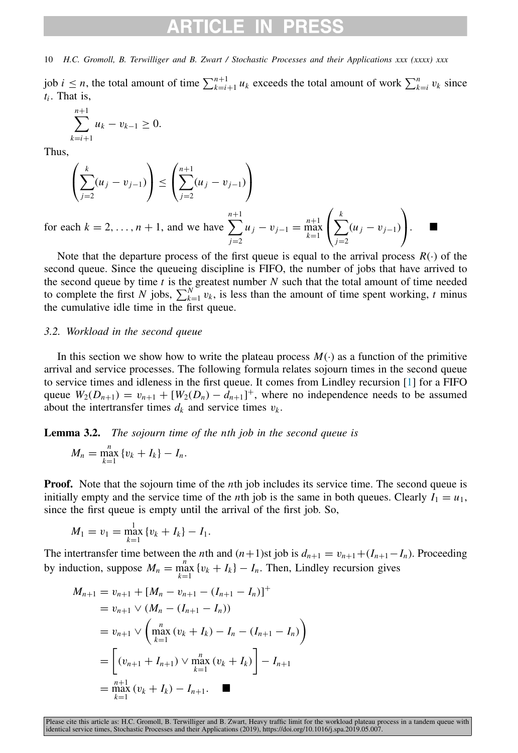job $i \leq n$, the total amount of time $\sum_{k=i+1}^{n+1} u_k$ exceeds the total amount of work $\sum_{k=i}^{n} v_k$ since $t_i$. That is,

$$\sum_{k=i+1}^{n+1} u_k - v_{k-1} \geq 0.$$

Thus,

$$\left( \sum_{j=2}^{k} (u_j - v_{j-1}) \right) \leq \left( \sum_{j=2}^{n+1} (u_j - v_{j-1}) \right)$$

for each $k = 2, \ldots, n+1$, and we have $\displaystyle\sum_{j=2}^{n+1} u_j - v_{j-1} = \max_{k=1}^{n+1} \left( \sum_{j=2}^{k} (u_j - v_{j-1}) \right)$. ■

Note that the departure process of the first queue is equal to the arrival process $R(\cdot)$ of the second queue. Since the queueing discipline is FIFO, the number of jobs that have arrived to the second queue by time $t$ is the greatest number $N$ such that the total amount of time needed to complete the first $N$ jobs, $\sum_{k=1}^{N} v_k$, is less than the amount of time spent working, $t$ minus the cumulative idle time in the first queue.

### 3.2. Workload in the second queue

In this section we show how to write the plateau process $M(\cdot)$ as a function of the primitive arrival and service processes. The following formula relates sojourn times in the second queue to service times and idleness in the first queue. It comes from Lindley recursion [1] for a FIFO queue $W_2(D_{n+1}) = v_{n+1} + [W_2(D_n) - d_{n+1}]^+$, where no independence needs to be assumed about the intertransfer times $d_k$ and service times $v_k$.

**Lemma 3.2.** *The sojourn time of the nth job in the second queue is*

$$M_n = \max_{k=1}^{n} \{v_k + I_k\} - I_n.$$

**Proof.** Note that the sojourn time of the $n$th job includes its service time. The second queue is initially empty and the service time of the $n$th job is the same in both queues. Clearly $I_1 = u_1$, since the first queue is empty until the arrival of the first job. So,

$$M_1 = v_1 = \max_{k=1}^{1} \{v_k + I_k\} - I_1.$$

The intertransfer time between the $n$th and $(n+1)$st job is $d_{n+1} = v_{n+1} + (I_{n+1} - I_n)$. Proceeding by induction, suppose $M_n = \max_{k=1}^{n} \{v_k + I_k\} - I_n$. Then, Lindley recursion gives

$$\begin{aligned}
M_{n+1} &= v_{n+1} + [M_n - v_{n+1} - (I_{n+1} - I_n)]^+ \\
&= v_{n+1} \vee (M_n - (I_{n+1} - I_n)) \\
&= v_{n+1} \vee \left( \max_{k=1}^{n} (v_k + I_k) - I_n - (I_{n+1} - I_n) \right) \\
&= \left[ (v_{n+1} + I_{n+1}) \vee \max_{k=1}^{n} (v_k + I_k) \right] - I_{n+1} \\
&= \max_{k=1}^{n+1} (v_k + I_k) - I_{n+1}. \quad \blacksquare
\end{aligned}$$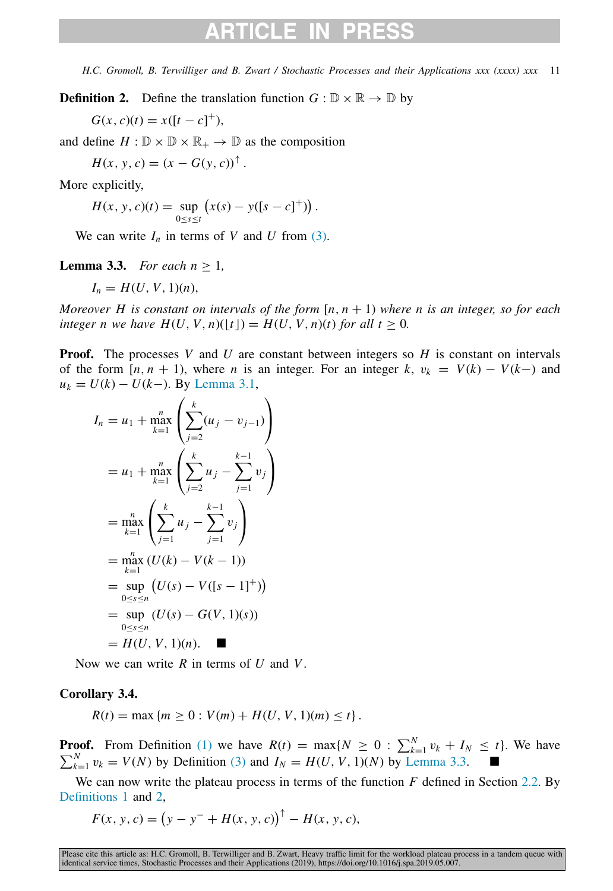**Definition 2.** Define the translation function $G : \mathbb{D} \times \mathbb{R} \to \mathbb{D}$ by

$$G(x, c)(t) = x([t - c]^+),$$

and define $H : \mathbb{D} \times \mathbb{D} \times \mathbb{R}_+ \to \mathbb{D}$ as the composition

$$H(x, y, c) = (x - G(y, c))^{\uparrow}.$$

More explicitly,

$$H(x, y, c)(t) = \sup_{0 \le s \le t} \left( x(s) - y([s - c]^+) \right).$$

We can write $I_n$ in terms of $V$ and $U$ from (3).

**Lemma 3.3.** *For each $n \ge 1$,*

$$I_n = H(U, V, 1)(n),$$

*Moreover $H$ is constant on intervals of the form $[n, n + 1)$ where $n$ is an integer, so for each integer $n$ we have $H(U, V, n)(\lfloor t \rfloor) = H(U, V, n)(t)$ for all $t \ge 0$.*

**Proof.** The processes $V$ and $U$ are constant between integers so $H$ is constant on intervals of the form $[n, n + 1)$, where $n$ is an integer. For an integer $k$, $v_k = V(k) - V(k-)$ and $u_k = U(k) - U(k-)$. By Lemma 3.1,

$$
\begin{aligned}
I_n &= u_1 + \max_{k=1}^{n} \left( \sum_{j=2}^{k} (u_j - v_{j-1}) \right) \\
&= u_1 + \max_{k=1}^{n} \left( \sum_{j=2}^{k} u_j - \sum_{j=1}^{k-1} v_j \right) \\
&= \max_{k=1}^{n} \left( \sum_{j=1}^{k} u_j - \sum_{j=1}^{k-1} v_j \right) \\
&= \max_{k=1}^{n} (U(k) - V(k - 1)) \\
&= \sup_{0 \le s \le n} \left( U(s) - V([s - 1]^+) \right) \\
&= \sup_{0 \le s \le n} (U(s) - G(V, 1)(s)) \\
&= H(U, V, 1)(n). \qquad \blacksquare
\end{aligned}
$$

Now we can write $R$ in terms of $U$ and $V$.

**Corollary 3.4.**

$$R(t) = \max \{ m \ge 0 : V(m) + H(U, V, 1)(m) \le t \}.$$

**Proof.** From Definition (1) we have $R(t) = \max\{N \ge 0 : \sum_{k=1}^{N} v_k + I_N \le t\}$. We have $\sum_{k=1}^{N} v_k = V(N)$ by Definition (3) and $I_N = H(U, V, 1)(N)$ by Lemma 3.3. $\blacksquare$

We can now write the plateau process in terms of the function $F$ defined in Section 2.2. By Definitions 1 and 2,

$$F(x, y, c) = \left( y - y^- + H(x, y, c) \right)^{\uparrow} - H(x, y, c),$$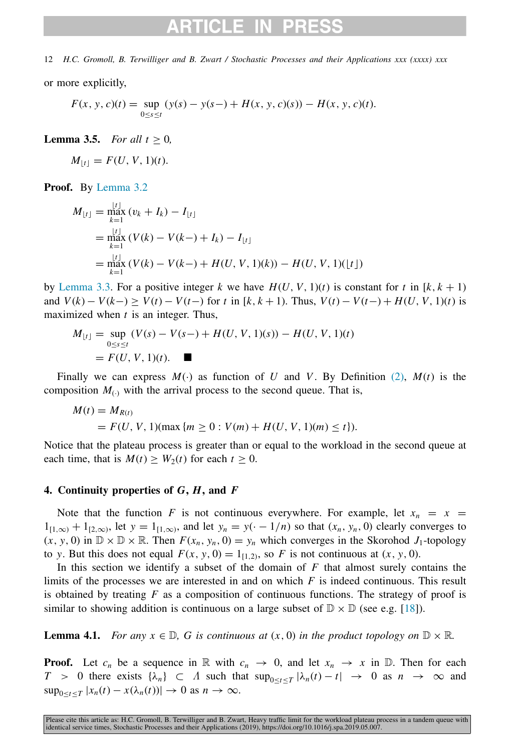or more explicitly,

$$F(x, y, c)(t) = \sup_{0 \le s \le t} (y(s) - y(s-) + H(x, y, c)(s)) - H(x, y, c)(t).$$

**Lemma 3.5.** *For all $t \ge 0$,*

$$M_{\lfloor t \rfloor} = F(U, V, 1)(t).$$

**Proof.** By Lemma 3.2

$$\begin{aligned}
M_{\lfloor t \rfloor} &= \max_{k=1}^{\lfloor t \rfloor} (v_k + I_k) - I_{\lfloor t \rfloor} \\
&= \max_{k=1}^{\lfloor t \rfloor} (V(k) - V(k-) + I_k) - I_{\lfloor t \rfloor} \\
&= \max_{k=1}^{\lfloor t \rfloor} (V(k) - V(k-) + H(U, V, 1)(k)) - H(U, V, 1)(\lfloor t \rfloor)
\end{aligned}$$

by Lemma 3.3. For a positive integer $k$ we have $H(U, V, 1)(t)$ is constant for $t$ in $[k, k+1)$ and $V(k) - V(k-) \ge V(t) - V(t-)$ for $t$ in $[k, k+1)$. Thus, $V(t) - V(t-) + H(U, V, 1)(t)$ is maximized when $t$ is an integer. Thus,

$$\begin{aligned}
M_{\lfloor t \rfloor} &= \sup_{0 \le s \le t} (V(s) - V(s-) + H(U, V, 1)(s)) - H(U, V, 1)(t) \\
&= F(U, V, 1)(t). \quad \blacksquare
\end{aligned}$$

Finally we can express $M(\cdot)$ as function of $U$ and $V$. By Definition (2), $M(t)$ is the composition $M_{(\cdot)}$ with the arrival process to the second queue. That is,

$$\begin{aligned}
M(t) &= M_{R(t)} \\
&= F(U, V, 1)(\max\{m \ge 0 : V(m) + H(U, V, 1)(m) \le t\}).
\end{aligned}$$

Notice that the plateau process is greater than or equal to the workload in the second queue at each time, that is $M(t) \ge W_2(t)$ for each $t \ge 0$.

## 4. Continuity properties of $G$, $H$, and $F$

Note that the function $F$ is not continuous everywhere. For example, let $x_n = x = 1_{[1,\infty)} + 1_{[2,\infty)}$, let $y = 1_{[1,\infty)}$, and let $y_n = y(\cdot - 1/n)$ so that $(x_n, y_n, 0)$ clearly converges to $(x, y, 0)$ in $\mathbb{D} \times \mathbb{D} \times \mathbb{R}$. Then $F(x_n, y_n, 0) = y_n$ which converges in the Skorohod $J_1$-topology to $y$. But this does not equal $F(x, y, 0) = 1_{[1,2)}$, so $F$ is not continuous at $(x, y, 0)$.

In this section we identify a subset of the domain of $F$ that almost surely contains the limits of the processes we are interested in and on which $F$ is indeed continuous. This result is obtained by treating $F$ as a composition of continuous functions. The strategy of proof is similar to showing addition is continuous on a large subset of $\mathbb{D} \times \mathbb{D}$ (see e.g. [18]).

**Lemma 4.1.** *For any $x \in \mathbb{D}$, $G$ is continuous at $(x, 0)$ in the product topology on $\mathbb{D} \times \mathbb{R}$.*

**Proof.** Let $c_n$ be a sequence in $\mathbb{R}$ with $c_n \to 0$, and let $x_n \to x$ in $\mathbb{D}$. Then for each $T > 0$ there exists $\{\lambda_n\} \subset \Lambda$ such that $\sup_{0 \le t \le T} |\lambda_n(t) - t| \to 0$ as $n \to \infty$ and $\sup_{0 \le t \le T} |x_n(t) - x(\lambda_n(t))| \to 0$ as $n \to \infty$.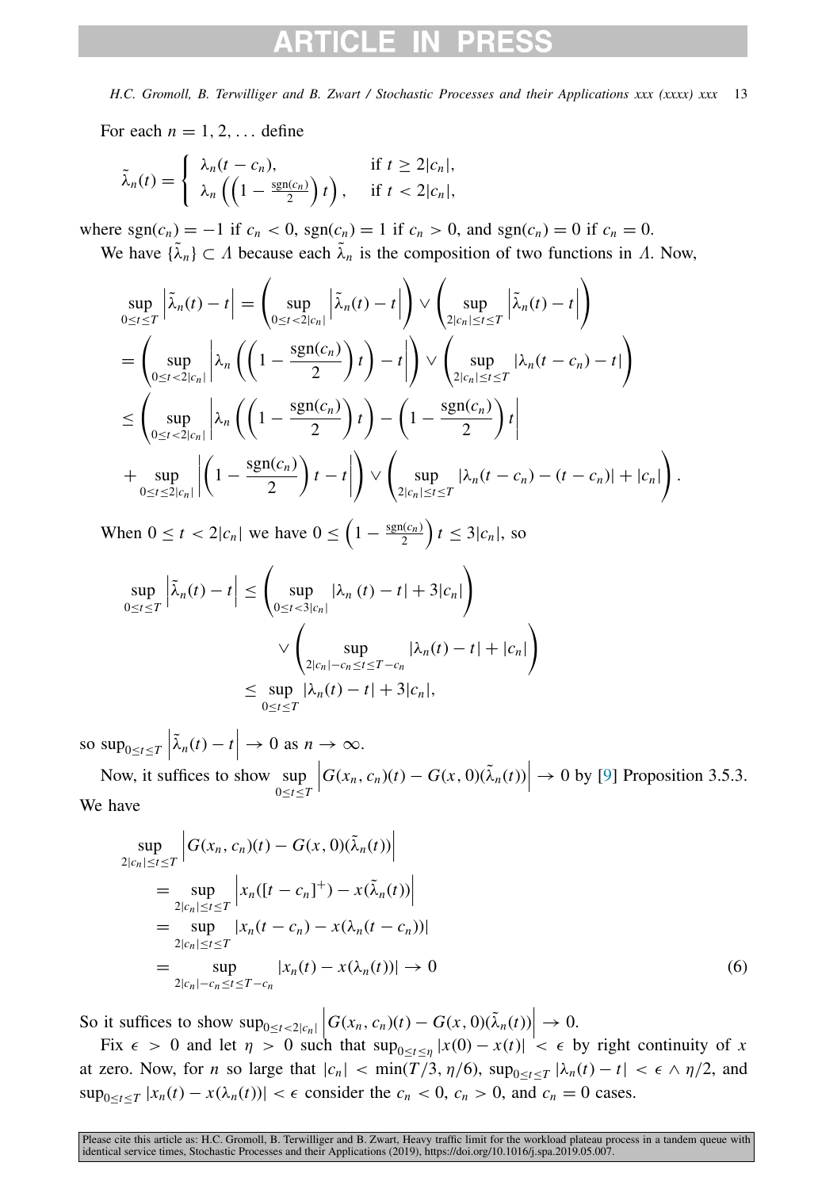For each $n = 1, 2, \ldots$ define

$$\tilde{\lambda}_n(t) = \begin{cases} \lambda_n(t - c_n), & \text{if } t \geq 2|c_n|, \\ \lambda_n\left(\left(1 - \frac{\operatorname{sgn}(c_n)}{2}\right)t\right), & \text{if } t < 2|c_n|, \end{cases}$$

where $\operatorname{sgn}(c_n) = -1$ if $c_n < 0$, $\operatorname{sgn}(c_n) = 1$ if $c_n > 0$, and $\operatorname{sgn}(c_n) = 0$ if $c_n = 0$.

We have $\{\tilde{\lambda}_n\} \subset \Lambda$ because each $\tilde{\lambda}_n$ is the composition of two functions in $\Lambda$. Now,

$$\begin{aligned}
\sup_{0\leq t\leq T}\left|\tilde{\lambda}_n(t) - t\right| &= \left(\sup_{0\leq t<2|c_n|}\left|\tilde{\lambda}_n(t) - t\right|\right) \vee \left(\sup_{2|c_n|\leq t\leq T}\left|\tilde{\lambda}_n(t) - t\right|\right) \\
&= \left(\sup_{0\leq t<2|c_n|}\left|\lambda_n\left(\left(1 - \frac{\operatorname{sgn}(c_n)}{2}\right)t\right) - t\right|\right) \vee \left(\sup_{2|c_n|\leq t\leq T}|\lambda_n(t - c_n) - t|\right) \\
&\leq \left(\sup_{0\leq t<2|c_n|}\left|\lambda_n\left(\left(1 - \frac{\operatorname{sgn}(c_n)}{2}\right)t\right) - \left(1 - \frac{\operatorname{sgn}(c_n)}{2}\right)t\right|\right. \\
&\quad \left. + \sup_{0\leq t\leq 2|c_n|}\left|\left(1 - \frac{\operatorname{sgn}(c_n)}{2}\right)t - t\right|\right) \vee \left(\sup_{2|c_n|\leq t\leq T}|\lambda_n(t - c_n) - (t - c_n)| + |c_n|\right).
\end{aligned}$$

When $0 \leq t < 2|c_n|$ we have $0 \leq \left(1 - \frac{\operatorname{sgn}(c_n)}{2}\right)t \leq 3|c_n|$, so

$$\begin{aligned}
\sup_{0\leq t\leq T}\left|\tilde{\lambda}_n(t) - t\right| &\leq \left(\sup_{0\leq t<3|c_n|}|\lambda_n(t) - t| + 3|c_n|\right) \\
&\qquad \vee \left(\sup_{2|c_n|-c_n\leq t\leq T-c_n}|\lambda_n(t) - t| + |c_n|\right) \\
&\leq \sup_{0\leq t\leq T}|\lambda_n(t) - t| + 3|c_n|,
\end{aligned}$$

so $\sup_{0\leq t\leq T}\left|\tilde{\lambda}_n(t) - t\right| \to 0$ as $n \to \infty$.

Now, it suffices to show $\sup\limits_{0\leq t\leq T}\left|G(x_n, c_n)(t) - G(x, 0)(\tilde{\lambda}_n(t))\right| \to 0$ by [9] Proposition 3.5.3. We have

$$\begin{aligned}
&\sup_{2|c_n|\leq t\leq T}\left|G(x_n, c_n)(t) - G(x, 0)(\tilde{\lambda}_n(t))\right| \\
&\quad = \sup_{2|c_n|\leq t\leq T}\left|x_n([t - c_n]^+) - x(\tilde{\lambda}_n(t))\right| \\
&\quad = \sup_{2|c_n|\leq t\leq T}|x_n(t - c_n) - x(\lambda_n(t - c_n))| \\
&\quad = \sup_{2|c_n|-c_n\leq t\leq T-c_n}|x_n(t) - x(\lambda_n(t))| \to 0 \qquad (6)
\end{aligned}$$

So it suffices to show $\sup_{0\leq t<2|c_n|}\left|G(x_n, c_n)(t) - G(x, 0)(\tilde{\lambda}_n(t))\right| \to 0$.

Fix $\epsilon > 0$ and let $\eta > 0$ such that $\sup_{0\leq t\leq \eta}|x(0) - x(t)| < \epsilon$ by right continuity of $x$ at zero. Now, for $n$ so large that $|c_n| < \min(T/3, \eta/6)$, $\sup_{0\leq t\leq T}|\lambda_n(t) - t| < \epsilon \wedge \eta/2$, and $\sup_{0\leq t\leq T}|x_n(t) - x(\lambda_n(t))| < \epsilon$ consider the $c_n < 0$, $c_n > 0$, and $c_n = 0$ cases.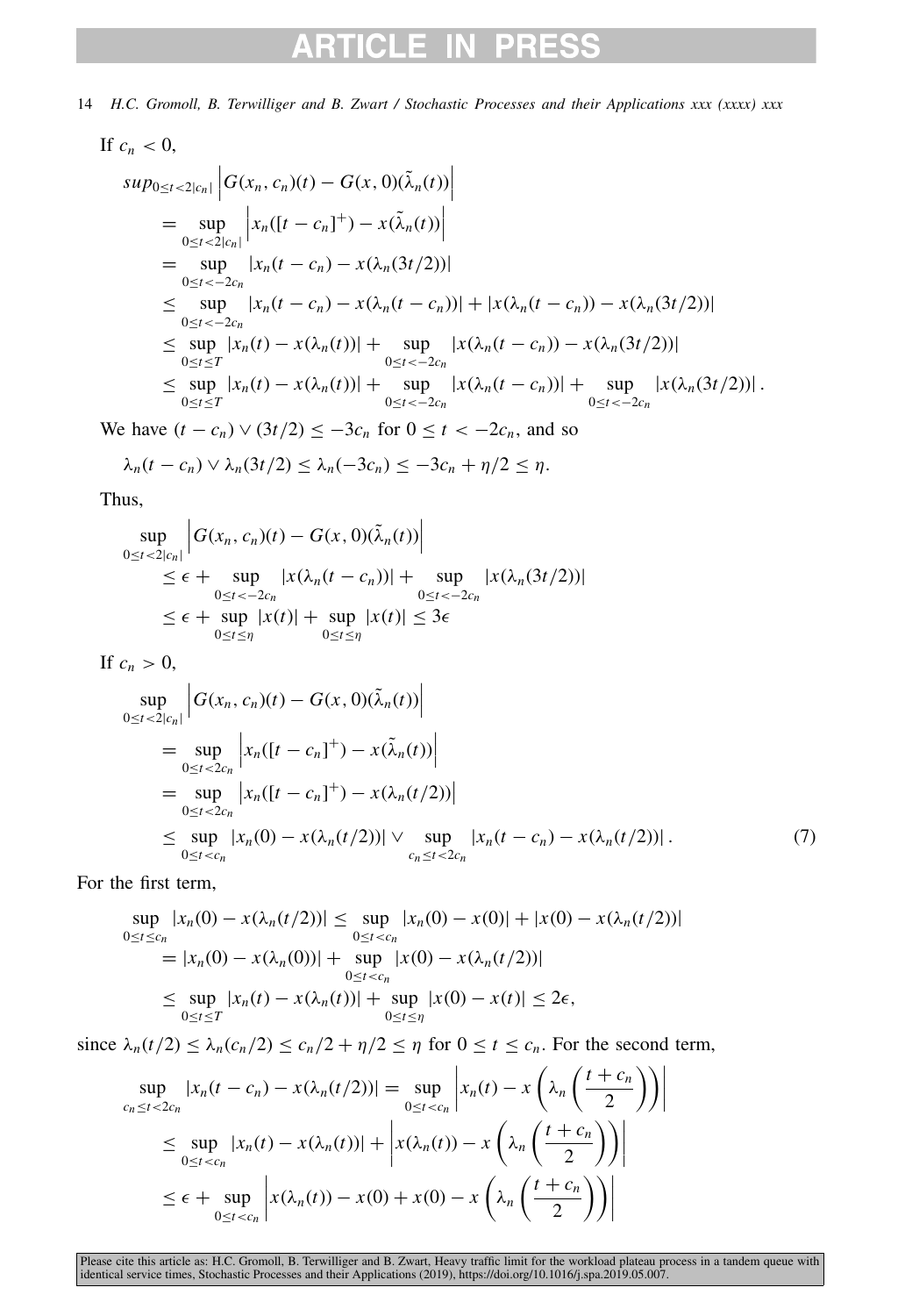If $c_n < 0$,

$$
\begin{aligned}
&sup_{0\le t<2|c_n|} \left| G(x_n, c_n)(t) - G(x, 0)(\tilde{\lambda}_n(t)) \right| \\
&= \sup_{0\le t<2|c_n|} \left| x_n([t - c_n]^+) - x(\tilde{\lambda}_n(t)) \right| \\
&= \sup_{0\le t<-2c_n} |x_n(t - c_n) - x(\lambda_n(3t/2))| \\
&\le \sup_{0\le t<-2c_n} |x_n(t - c_n) - x(\lambda_n(t - c_n))| + |x(\lambda_n(t - c_n)) - x(\lambda_n(3t/2))| \\
&\le \sup_{0\le t\le T} |x_n(t) - x(\lambda_n(t))| + \sup_{0\le t<-2c_n} |x(\lambda_n(t - c_n)) - x(\lambda_n(3t/2))| \\
&\le \sup_{0\le t\le T} |x_n(t) - x(\lambda_n(t))| + \sup_{0\le t<-2c_n} |x(\lambda_n(t - c_n))| + \sup_{0\le t<-2c_n} |x(\lambda_n(3t/2))| .
\end{aligned}
$$

We have $(t - c_n) \vee (3t/2) \le -3c_n$ for $0 \le t < -2c_n$, and so

$$
\lambda_n(t - c_n) \vee \lambda_n(3t/2) \le \lambda_n(-3c_n) \le -3c_n + \eta/2 \le \eta.
$$

Thus,

$$
\begin{aligned}
&\sup_{0\le t<2|c_n|} \left| G(x_n, c_n)(t) - G(x, 0)(\tilde{\lambda}_n(t)) \right| \\
&\le \epsilon + \sup_{0\le t<-2c_n} |x(\lambda_n(t - c_n))| + \sup_{0\le t<-2c_n} |x(\lambda_n(3t/2))| \\
&\le \epsilon + \sup_{0\le t\le\eta} |x(t)| + \sup_{0\le t\le\eta} |x(t)| \le 3\epsilon
\end{aligned}
$$

If $c_n > 0$,

$$
\begin{aligned}
&\sup_{0\le t<2|c_n|} \left| G(x_n, c_n)(t) - G(x, 0)(\tilde{\lambda}_n(t)) \right| \\
&= \sup_{0\le t<2c_n} \left| x_n([t - c_n]^+) - x(\tilde{\lambda}_n(t)) \right| \\
&= \sup_{0\le t<2c_n} \left| x_n([t - c_n]^+) - x(\lambda_n(t/2)) \right| \\
&\le \sup_{0\le t<c_n} |x_n(0) - x(\lambda_n(t/2))| \vee \sup_{c_n\le t<2c_n} |x_n(t - c_n) - x(\lambda_n(t/2))| . \qquad (7)
\end{aligned}
$$

For the first term,

$$
\begin{aligned}
\sup_{0\le t\le c_n} |x_n(0) - x(\lambda_n(t/2))| &\le \sup_{0\le t<c_n} |x_n(0) - x(0)| + |x(0) - x(\lambda_n(t/2))| \\
&= |x_n(0) - x(\lambda_n(0))| + \sup_{0\le t<c_n} |x(0) - x(\lambda_n(t/2))| \\
&\le \sup_{0\le t\le T} |x_n(t) - x(\lambda_n(t))| + \sup_{0\le t\le\eta} |x(0) - x(t)| \le 2\epsilon,
\end{aligned}
$$

since $\lambda_n(t/2) \le \lambda_n(c_n/2) \le c_n/2 + \eta/2 \le \eta$ for $0 \le t \le c_n$. For the second term,

$$
\begin{aligned}
\sup_{c_n\le t<2c_n} |x_n(t - c_n) - x(\lambda_n(t/2))| &= \sup_{0\le t<c_n} \left| x_n(t) - x\left(\lambda_n\left(\frac{t + c_n}{2}\right)\right) \right| \\
&\le \sup_{0\le t<c_n} |x_n(t) - x(\lambda_n(t))| + \left| x(\lambda_n(t)) - x\left(\lambda_n\left(\frac{t + c_n}{2}\right)\right) \right| \\
&\le \epsilon + \sup_{0\le t<c_n} \left| x(\lambda_n(t)) - x(0) + x(0) - x\left(\lambda_n\left(\frac{t + c_n}{2}\right)\right) \right|
\end{aligned}
$$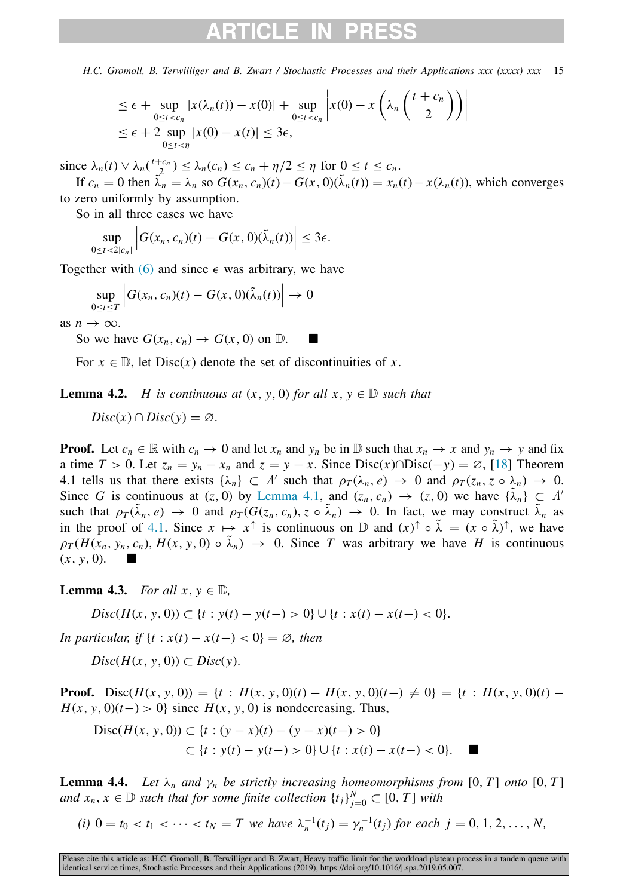$$\leq \epsilon + \sup_{0 \leq t < c_n} |x(\lambda_n(t)) - x(0)| + \sup_{0 \leq t < c_n} \left| x(0) - x\left(\lambda_n\left(\frac{t + c_n}{2}\right)\right)\right|$$
$$\leq \epsilon + 2 \sup_{0 \leq t < \eta} |x(0) - x(t)| \leq 3\epsilon,$$

since $\lambda_n(t) \vee \lambda_n(\frac{t+c_n}{2}) \leq \lambda_n(c_n) \leq c_n + \eta/2 \leq \eta$ for $0 \leq t \leq c_n$.

If $c_n = 0$ then $\tilde{\lambda}_n = \lambda_n$ so $G(x_n, c_n)(t) - G(x, 0)(\tilde{\lambda}_n(t)) = x_n(t) - x(\lambda_n(t))$, which converges to zero uniformly by assumption.

So in all three cases we have

$$\sup_{0 \leq t < 2|c_n|} \left| G(x_n, c_n)(t) - G(x, 0)(\tilde{\lambda}_n(t))\right| \leq 3\epsilon.$$

Together with (6) and since $\epsilon$ was arbitrary, we have

$$\sup_{0 \leq t \leq T} \left| G(x_n, c_n)(t) - G(x, 0)(\tilde{\lambda}_n(t))\right| \to 0$$

as $n \to \infty$.

So we have $G(x_n, c_n) \to G(x, 0)$ on $\mathbb{D}$. ■

For $x \in \mathbb{D}$, let $\mathrm{Disc}(x)$ denote the set of discontinuities of $x$.

**Lemma 4.2.** *$H$ is continuous at $(x, y, 0)$ for all $x, y \in \mathbb{D}$ such that*

$$Disc(x) \cap Disc(y) = \varnothing.$$

**Proof.** Let $c_n \in \mathbb{R}$ with $c_n \to 0$ and let $x_n$ and $y_n$ be in $\mathbb{D}$ such that $x_n \to x$ and $y_n \to y$ and fix a time $T > 0$. Let $z_n = y_n - x_n$ and $z = y - x$. Since $\mathrm{Disc}(x) \cap \mathrm{Disc}(-y) = \varnothing$, [18] Theorem 4.1 tells us that there exists $\{\lambda_n\} \subset \Lambda'$ such that $\rho_T(\lambda_n, e) \to 0$ and $\rho_T(z_n, z \circ \lambda_n) \to 0$. Since $G$ is continuous at $(z, 0)$ by Lemma 4.1, and $(z_n, c_n) \to (z, 0)$ we have $\{\tilde{\lambda}_n\} \subset \Lambda'$ such that $\rho_T(\tilde{\lambda}_n, e) \to 0$ and $\rho_T(G(z_n, c_n), z \circ \tilde{\lambda}_n) \to 0$. In fact, we may construct $\tilde{\lambda}_n$ as in the proof of 4.1. Since $x \mapsto x^{\uparrow}$ is continuous on $\mathbb{D}$ and $(x)^{\uparrow} \circ \tilde{\lambda} = (x \circ \tilde{\lambda})^{\uparrow}$, we have $\rho_T(H(x_n, y_n, c_n), H(x, y, 0) \circ \tilde{\lambda}_n) \to 0$. Since $T$ was arbitrary we have $H$ is continuous $(x, y, 0)$. ■

**Lemma 4.3.** *For all $x, y \in \mathbb{D}$,*

$$Disc(H(x, y, 0)) \subset \{t : y(t) - y(t-) > 0\} \cup \{t : x(t) - x(t-) < 0\}.$$

*In particular, if $\{t : x(t) - x(t-) < 0\} = \varnothing$, then*

$$Disc(H(x, y, 0)) \subset Disc(y).$$

**Proof.** $\mathrm{Disc}(H(x, y, 0)) = \{t : H(x, y, 0)(t) - H(x, y, 0)(t-) \neq 0\} = \{t : H(x, y, 0)(t) - H(x, y, 0)(t-) > 0\}$ since $H(x, y, 0)$ is nondecreasing. Thus,

$$\mathrm{Disc}(H(x, y, 0)) \subset \{t : (y - x)(t) - (y - x)(t-) > 0\}$$
$$\subset \{t : y(t) - y(t-) > 0\} \cup \{t : x(t) - x(t-) < 0\}. \quad ■$$

**Lemma 4.4.** *Let $\lambda_n$ and $\gamma_n$ be strictly increasing homeomorphisms from $[0, T]$ onto $[0, T]$ and $x_n, x \in \mathbb{D}$ such that for some finite collection $\{t_j\}_{j=0}^N \subset [0, T]$ with*

*(i) $0 = t_0 < t_1 < \cdots < t_N = T$ we have $\lambda_n^{-1}(t_j) = \gamma_n^{-1}(t_j)$ for each $j = 0, 1, 2, \ldots, N$,*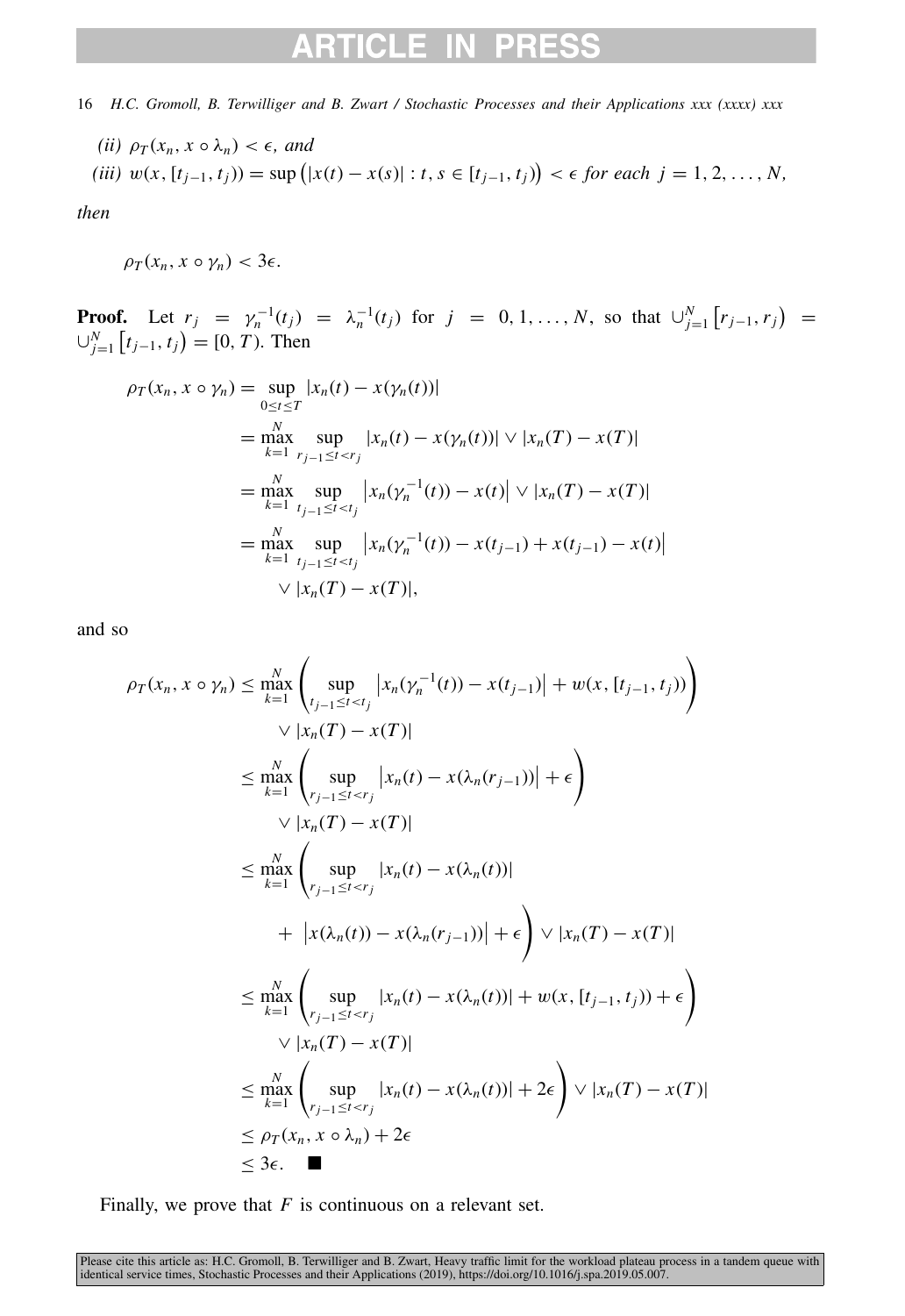*(ii)* $\rho_T(x_n, x \circ \lambda_n) < \epsilon$, *and*

*(iii)* $w(x, [t_{j-1}, t_j)) = \sup\left(|x(t) - x(s)| : t, s \in [t_{j-1}, t_j)\right) < \epsilon$ *for each* $j = 1, 2, \ldots, N$,

*then*

$$\rho_T(x_n, x \circ \gamma_n) < 3\epsilon.$$

**Proof.** Let $r_j = \gamma_n^{-1}(t_j) = \lambda_n^{-1}(t_j)$ for $j = 0, 1, \ldots, N$, so that $\cup_{j=1}^N \left[r_{j-1}, r_j\right) = \cup_{j=1}^N \left[t_{j-1}, t_j\right) = [0, T)$. Then

$$
\begin{aligned}
\rho_T(x_n, x \circ \gamma_n) &= \sup_{0 \le t \le T} |x_n(t) - x(\gamma_n(t))| \\
&= \max_{k=1}^{N} \sup_{r_{j-1} \le t < r_j} |x_n(t) - x(\gamma_n(t))| \vee |x_n(T) - x(T)| \\
&= \max_{k=1}^{N} \sup_{t_{j-1} \le t < t_j} \left|x_n(\gamma_n^{-1}(t)) - x(t)\right| \vee |x_n(T) - x(T)| \\
&= \max_{k=1}^{N} \sup_{t_{j-1} \le t < t_j} \left|x_n(\gamma_n^{-1}(t)) - x(t_{j-1}) + x(t_{j-1}) - x(t)\right| \\
&\quad \vee |x_n(T) - x(T)|,
\end{aligned}
$$

and so

$$
\begin{aligned}
\rho_T(x_n, x \circ \gamma_n) &\le \max_{k=1}^{N} \left( \sup_{t_{j-1} \le t < t_j} \left|x_n(\gamma_n^{-1}(t)) - x(t_{j-1})\right| + w(x, [t_{j-1}, t_j)) \right) \\
&\quad \vee |x_n(T) - x(T)| \\
&\le \max_{k=1}^{N} \left( \sup_{r_{j-1} \le t < r_j} \left|x_n(t) - x(\lambda_n(r_{j-1}))\right| + \epsilon \right) \\
&\quad \vee |x_n(T) - x(T)| \\
&\le \max_{k=1}^{N} \left( \sup_{r_{j-1} \le t < r_j} |x_n(t) - x(\lambda_n(t))| \right. \\
&\quad \left. + \left|x(\lambda_n(t)) - x(\lambda_n(r_{j-1}))\right| + \epsilon \right) \vee |x_n(T) - x(T)| \\
&\le \max_{k=1}^{N} \left( \sup_{r_{j-1} \le t < r_j} |x_n(t) - x(\lambda_n(t))| + w(x, [t_{j-1}, t_j)) + \epsilon \right) \\
&\quad \vee |x_n(T) - x(T)| \\
&\le \max_{k=1}^{N} \left( \sup_{r_{j-1} \le t < r_j} |x_n(t) - x(\lambda_n(t))| + 2\epsilon \right) \vee |x_n(T) - x(T)| \\
&\le \rho_T(x_n, x \circ \lambda_n) + 2\epsilon \\
&\le 3\epsilon. \quad \blacksquare
\end{aligned}
$$

Finally, we prove that $F$ is continuous on a relevant set.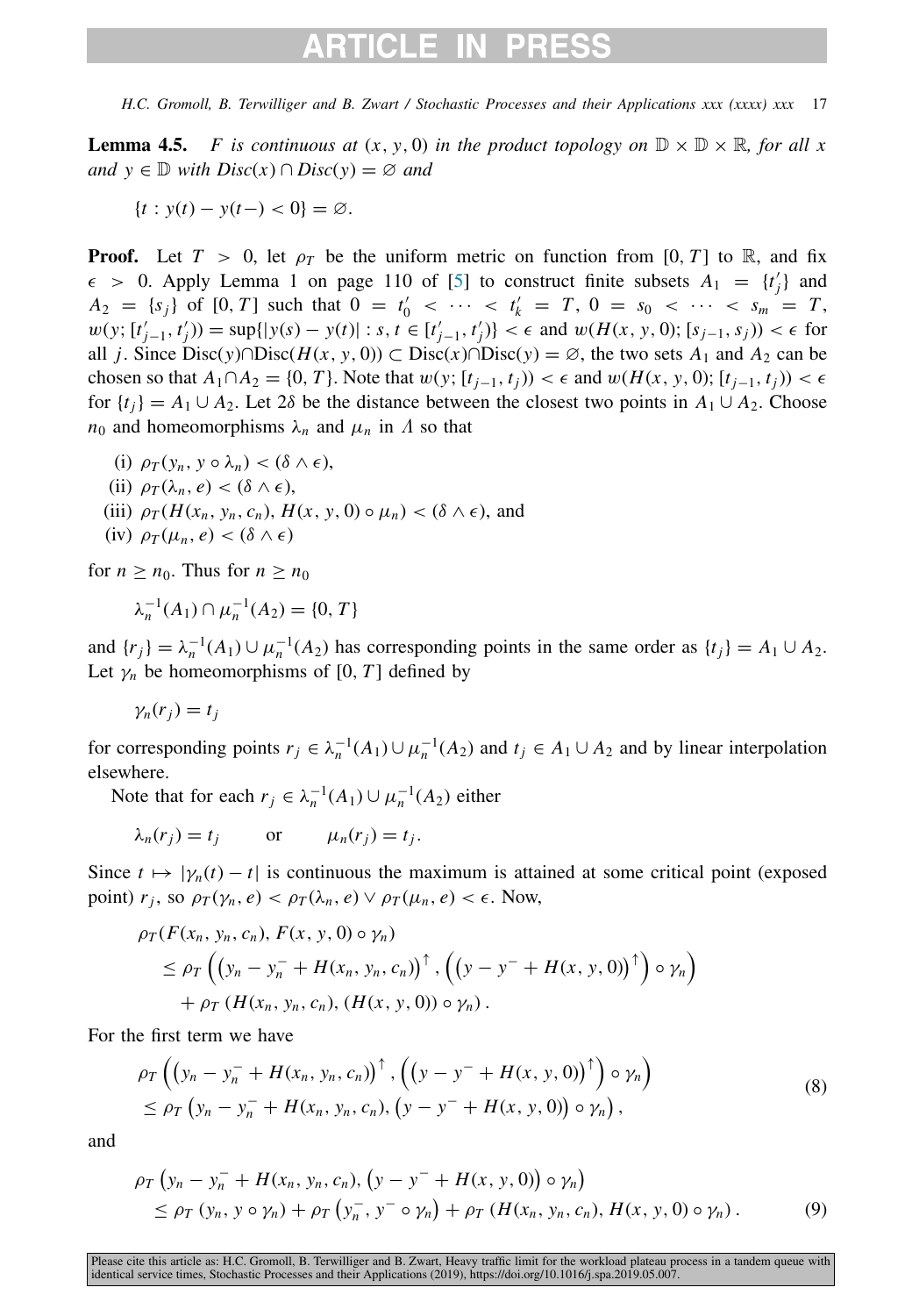**Lemma 4.5.** *$F$ is continuous at $(x, y, 0)$ in the product topology on $\mathbb{D} \times \mathbb{D} \times \mathbb{R}$, for all $x$ and $y \in \mathbb{D}$ with $Disc(x) \cap Disc(y) = \varnothing$ and*

$$\{t : y(t) - y(t-) < 0\} = \varnothing.$$

**Proof.** Let $T > 0$, let $\rho_T$ be the uniform metric on function from $[0, T]$ to $\mathbb{R}$, and fix $\epsilon > 0$. Apply Lemma 1 on page 110 of [5] to construct finite subsets $A_1 = \{t'_j\}$ and $A_2 = \{s_j\}$ of $[0, T]$ such that $0 = t'_0 < \cdots < t'_k = T$, $0 = s_0 < \cdots < s_m = T$, $w(y; [t'_{j-1}, t'_j)) = \sup\{|y(s) - y(t)| : s, t \in [t'_{j-1}, t'_j)\} < \epsilon$ and $w(H(x, y, 0); [s_{j-1}, s_j)) < \epsilon$ for all $j$. Since $\text{Disc}(y) \cap \text{Disc}(H(x, y, 0)) \subset \text{Disc}(x) \cap \text{Disc}(y) = \varnothing$, the two sets $A_1$ and $A_2$ can be chosen so that $A_1 \cap A_2 = \{0, T\}$. Note that $w(y; [t_{j-1}, t_j)) < \epsilon$ and $w(H(x, y, 0); [t_{j-1}, t_j)) < \epsilon$ for $\{t_j\} = A_1 \cup A_2$. Let $2\delta$ be the distance between the closest two points in $A_1 \cup A_2$. Choose $n_0$ and homeomorphisms $\lambda_n$ and $\mu_n$ in $\Lambda$ so that

(i) $\rho_T(y_n, y \circ \lambda_n) < (\delta \wedge \epsilon)$,
(ii) $\rho_T(\lambda_n, e) < (\delta \wedge \epsilon)$,
(iii) $\rho_T(H(x_n, y_n, c_n), H(x, y, 0) \circ \mu_n) < (\delta \wedge \epsilon)$, and
(iv) $\rho_T(\mu_n, e) < (\delta \wedge \epsilon)$

for $n \geq n_0$. Thus for $n \geq n_0$

$$\lambda_n^{-1}(A_1) \cap \mu_n^{-1}(A_2) = \{0, T\}$$

and $\{r_j\} = \lambda_n^{-1}(A_1) \cup \mu_n^{-1}(A_2)$ has corresponding points in the same order as $\{t_j\} = A_1 \cup A_2$. Let $\gamma_n$ be homeomorphisms of $[0, T]$ defined by

$$\gamma_n(r_j) = t_j$$

for corresponding points $r_j \in \lambda_n^{-1}(A_1) \cup \mu_n^{-1}(A_2)$ and $t_j \in A_1 \cup A_2$ and by linear interpolation elsewhere.

Note that for each $r_j \in \lambda_n^{-1}(A_1) \cup \mu_n^{-1}(A_2)$ either

$$\lambda_n(r_j) = t_j \qquad \text{or} \qquad \mu_n(r_j) = t_j.$$

Since $t \mapsto |\gamma_n(t) - t|$ is continuous the maximum is attained at some critical point (exposed point) $r_j$, so $\rho_T(\gamma_n, e) < \rho_T(\lambda_n, e) \vee \rho_T(\mu_n, e) < \epsilon$. Now,

$$\begin{aligned}
&\rho_T(F(x_n, y_n, c_n), F(x, y, 0) \circ \gamma_n) \\
&\quad \leq \rho_T\left(\left(y_n - y_n^- + H(x_n, y_n, c_n)\right)^{\uparrow}, \left(\left(y - y^- + H(x, y, 0)\right)^{\uparrow}\right) \circ \gamma_n\right) \\
&\qquad + \rho_T\left(H(x_n, y_n, c_n), (H(x, y, 0)) \circ \gamma_n\right).
\end{aligned}$$

For the first term we have

$$\begin{aligned}
&\rho_T\left(\left(y_n - y_n^- + H(x_n, y_n, c_n)\right)^{\uparrow}, \left(\left(y - y^- + H(x, y, 0)\right)^{\uparrow}\right) \circ \gamma_n\right) \\
&\quad \leq \rho_T\left(y_n - y_n^- + H(x_n, y_n, c_n), \left(y - y^- + H(x, y, 0)\right) \circ \gamma_n\right),
\end{aligned} \tag{8}$$

and

$$\begin{aligned}
&\rho_T\left(y_n - y_n^- + H(x_n, y_n, c_n), \left(y - y^- + H(x, y, 0)\right) \circ \gamma_n\right) \\
&\quad \leq \rho_T\left(y_n, y \circ \gamma_n\right) + \rho_T\left(y_n^-, y^- \circ \gamma_n\right) + \rho_T\left(H(x_n, y_n, c_n), H(x, y, 0) \circ \gamma_n\right).
\end{aligned} \tag{9}$$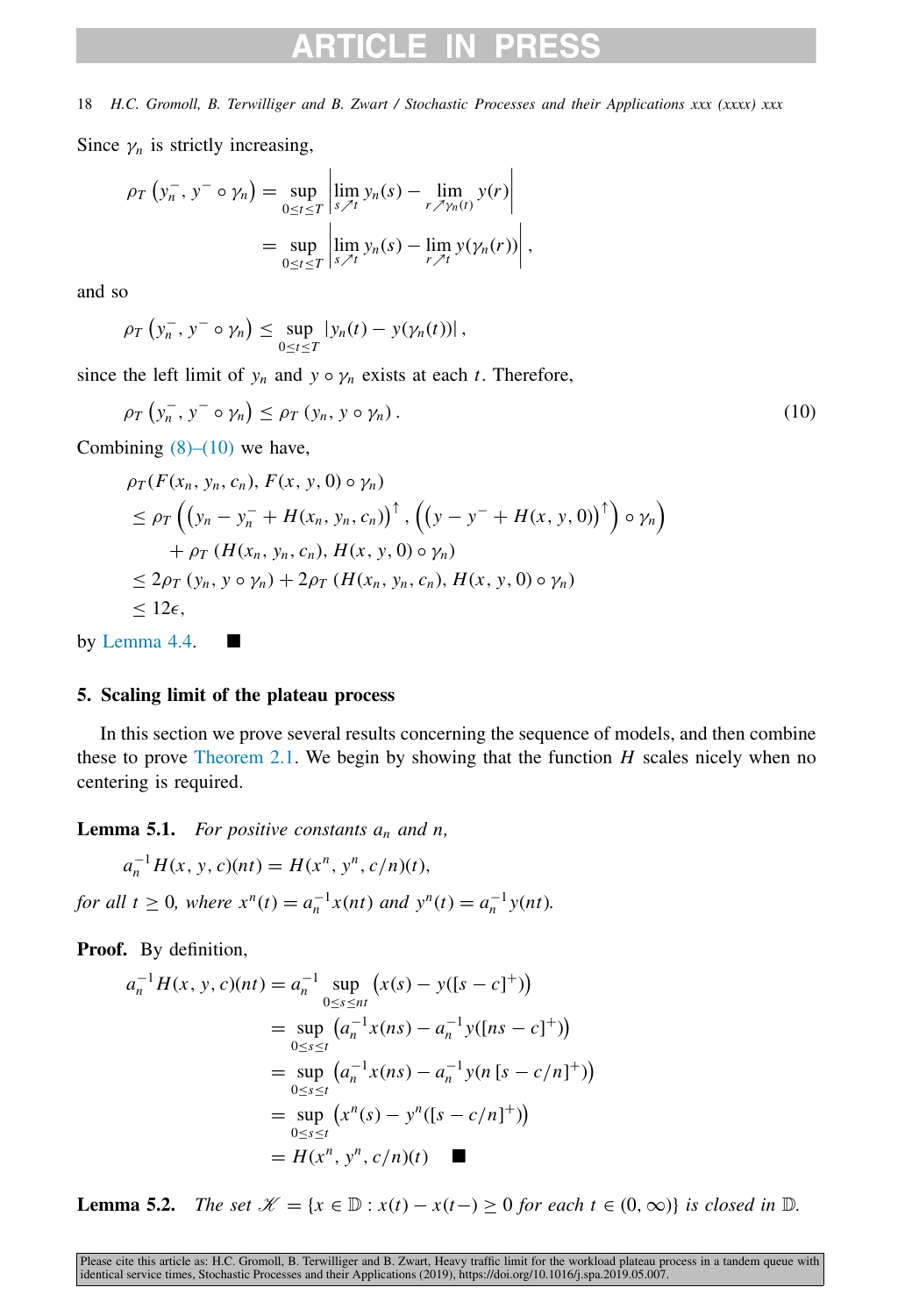Since $\gamma_n$ is strictly increasing,

$$\rho_T\left(y_n^-, y^- \circ \gamma_n\right) = \sup_{0 \le t \le T} \left| \lim_{s \nearrow t} y_n(s) - \lim_{r \nearrow \gamma_n(t)} y(r) \right|$$
$$= \sup_{0 \le t \le T} \left| \lim_{s \nearrow t} y_n(s) - \lim_{r \nearrow t} y(\gamma_n(r)) \right|,$$

and so

$$\rho_T\left(y_n^-, y^- \circ \gamma_n\right) \le \sup_{0 \le t \le T} \left| y_n(t) - y(\gamma_n(t)) \right|,$$

since the left limit of $y_n$ and $y \circ \gamma_n$ exists at each $t$. Therefore,

$$\rho_T\left(y_n^-, y^- \circ \gamma_n\right) \le \rho_T\left(y_n, y \circ \gamma_n\right). \tag{10}$$

Combining (8)–(10) we have,

$$\begin{aligned}
&\rho_T(F(x_n, y_n, c_n), F(x, y, 0) \circ \gamma_n) \\
&\le \rho_T\left(\left(y_n - y_n^- + H(x_n, y_n, c_n)\right)^{\uparrow}, \left(\left(y - y^- + H(x, y, 0)\right)^{\uparrow}\right) \circ \gamma_n\right) \\
&\quad + \rho_T\left(H(x_n, y_n, c_n), H(x, y, 0) \circ \gamma_n\right) \\
&\le 2\rho_T\left(y_n, y \circ \gamma_n\right) + 2\rho_T\left(H(x_n, y_n, c_n), H(x, y, 0) \circ \gamma_n\right) \\
&\le 12\epsilon,
\end{aligned}$$

by Lemma 4.4. ■

## 5. Scaling limit of the plateau process

In this section we prove several results concerning the sequence of models, and then combine these to prove Theorem 2.1. We begin by showing that the function $H$ scales nicely when no centering is required.

**Lemma 5.1.** *For positive constants $a_n$ and $n$,*

$$a_n^{-1} H(x, y, c)(nt) = H(x^n, y^n, c/n)(t),$$

*for all $t \ge 0$, where $x^n(t) = a_n^{-1} x(nt)$ and $y^n(t) = a_n^{-1} y(nt)$.*

**Proof.** By definition,

$$\begin{aligned}
a_n^{-1} H(x, y, c)(nt) &= a_n^{-1} \sup_{0 \le s \le nt} \left(x(s) - y([s - c]^+)\right) \\
&= \sup_{0 \le s \le t} \left(a_n^{-1} x(ns) - a_n^{-1} y([ns - c]^+)\right) \\
&= \sup_{0 \le s \le t} \left(a_n^{-1} x(ns) - a_n^{-1} y(n\,[s - c/n]^+)\right) \\
&= \sup_{0 \le s \le t} \left(x^n(s) - y^n([s - c/n]^+)\right) \\
&= H(x^n, y^n, c/n)(t) \quad ■
\end{aligned}$$

**Lemma 5.2.** *The set $\mathscr{K} = \{x \in \mathbb{D} : x(t) - x(t-) \ge 0$ for each $t \in (0, \infty)\}$ is closed in $\mathbb{D}$.*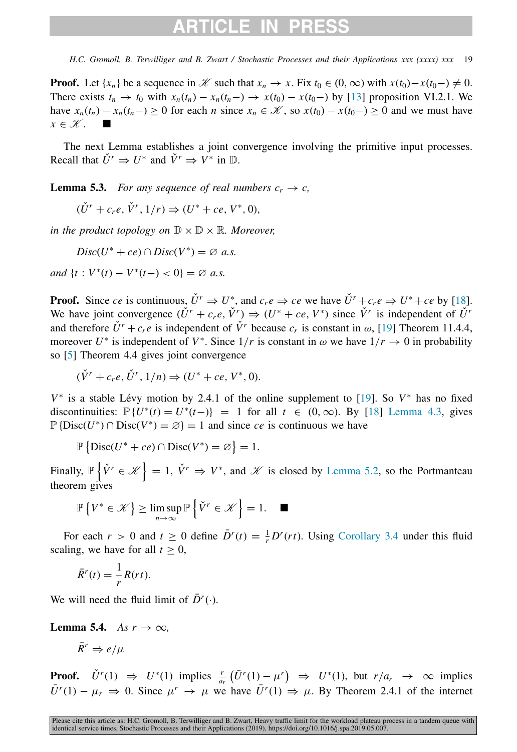**Proof.** Let $\{x_n\}$ be a sequence in $\mathscr{K}$ such that $x_n \to x$. Fix $t_0 \in (0, \infty)$ with $x(t_0) - x(t_0-) \neq 0$. There exists $t_n \to t_0$ with $x_n(t_n) - x_n(t_n-) \to x(t_0) - x(t_0-)$ by [13] proposition VI.2.1. We have $x_n(t_n) - x_n(t_n-) \geq 0$ for each $n$ since $x_n \in \mathscr{K}$, so $x(t_0) - x(t_0-) \geq 0$ and we must have $x \in \mathscr{K}$. ■

The next Lemma establishes a joint convergence involving the primitive input processes. Recall that $\check{U}^r \Rightarrow U^*$ and $\check{V}^r \Rightarrow V^*$ in $\mathbb{D}$.

**Lemma 5.3.** *For any sequence of real numbers $c_r \to c$,*

$$(\check{U}^r + c_r e, \check{V}^r, 1/r) \Rightarrow (U^* + ce, V^*, 0),$$

*in the product topology on $\mathbb{D} \times \mathbb{D} \times \mathbb{R}$. Moreover,*

$$Disc(U^* + ce) \cap Disc(V^*) = \varnothing \text{ a.s.}$$

*and $\{t : V^*(t) - V^*(t-) < 0\} = \varnothing$ a.s.*

**Proof.** Since $ce$ is continuous, $\check{U}^r \Rightarrow U^*$, and $c_r e \Rightarrow ce$ we have $\check{U}^r + c_r e \Rightarrow U^* + ce$ by [18]. We have joint convergence $(\check{U}^r + c_r e, \check{V}^r) \Rightarrow (U^* + ce, V^*)$ since $\check{V}^r$ is independent of $\check{U}^r$ and therefore $\check{U}^r + c_r e$ is independent of $\check{V}^r$ because $c_r$ is constant in $\omega$, [19] Theorem 11.4.4, moreover $U^*$ is independent of $V^*$. Since $1/r$ is constant in $\omega$ we have $1/r \to 0$ in probability so [5] Theorem 4.4 gives joint convergence

$$(\check{V}^r + c_r e, \check{U}^r, 1/n) \Rightarrow (U^* + ce, V^*, 0).$$

$V^*$ is a stable Lévy motion by 2.4.1 of the online supplement to [19]. So $V^*$ has no fixed discontinuities: $\mathbb{P}\{U^*(t) = U^*(t-)\} = 1$ for all $t \in (0, \infty)$. By [18] Lemma 4.3, gives $\mathbb{P}\{\text{Disc}(U^*) \cap \text{Disc}(V^*) = \varnothing\} = 1$ and since $ce$ is continuous we have

$$\mathbb{P}\left\{\text{Disc}(U^* + ce) \cap \text{Disc}(V^*) = \varnothing\right\} = 1.$$

Finally, $\mathbb{P}\left\{\check{V}^r \in \mathscr{K}\right\} = 1$, $\check{V}^r \Rightarrow V^*$, and $\mathscr{K}$ is closed by Lemma 5.2, so the Portmanteau theorem gives

$$\mathbb{P}\left\{V^* \in \mathscr{K}\right\} \geq \limsup_{n\to\infty} \mathbb{P}\left\{\check{V}^r \in \mathscr{K}\right\} = 1. \quad ■$$

For each $r > 0$ and $t \geq 0$ define $\bar{D}^r(t) = \frac{1}{r} D^r(rt)$. Using Corollary 3.4 under this fluid scaling, we have for all $t \geq 0$,

$$\bar{R}^r(t) = \frac{1}{r} R(rt).$$

We will need the fluid limit of $\bar{D}^r(\cdot)$.

**Lemma 5.4.** *As $r \to \infty$,*

$$\bar{R}^r \Rightarrow e/\mu$$

**Proof.** $\check{U}^r(1) \Rightarrow U^*(1)$ implies $\frac{r}{a_r}\left(\bar{U}^r(1) - \mu^r\right) \Rightarrow U^*(1)$, but $r/a_r \to \infty$ implies $\bar{U}^r(1) - \mu_r \Rightarrow 0$. Since $\mu^r \to \mu$ we have $\bar{U}^r(1) \Rightarrow \mu$. By Theorem 2.4.1 of the internet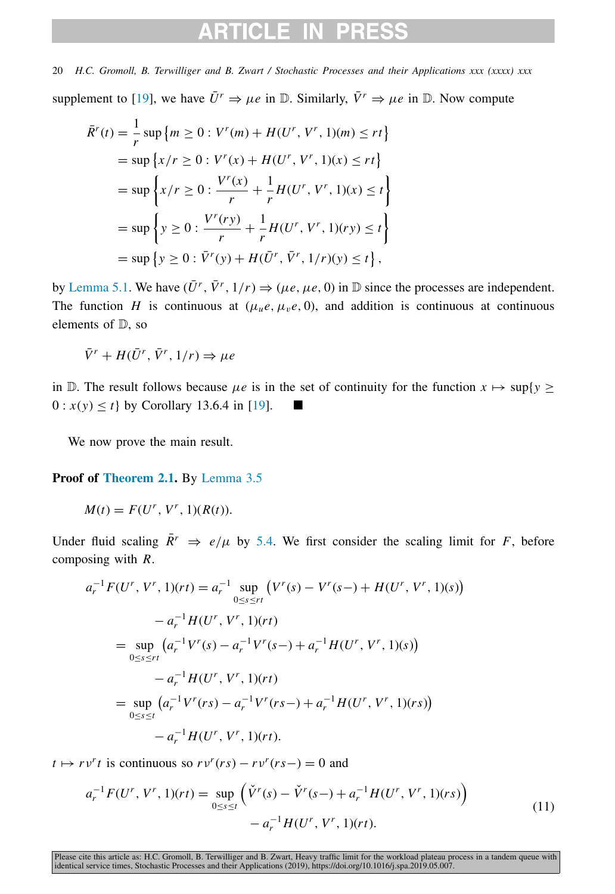supplement to [19], we have $\bar{U}^r \Rightarrow \mu e$ in $\mathbb{D}$. Similarly, $\bar{V}^r \Rightarrow \mu e$ in $\mathbb{D}$. Now compute

$$
\begin{aligned}
\bar{R}^r(t) &= \frac{1}{r} \sup \left\{ m \geq 0 : V^r(m) + H(U^r, V^r, 1)(m) \leq rt \right\} \\
&= \sup \left\{ x/r \geq 0 : V^r(x) + H(U^r, V^r, 1)(x) \leq rt \right\} \\
&= \sup \left\{ x/r \geq 0 : \frac{V^r(x)}{r} + \frac{1}{r} H(U^r, V^r, 1)(x) \leq t \right\} \\
&= \sup \left\{ y \geq 0 : \frac{V^r(ry)}{r} + \frac{1}{r} H(U^r, V^r, 1)(ry) \leq t \right\} \\
&= \sup \left\{ y \geq 0 : \bar{V}^r(y) + H(\bar{U}^r, \bar{V}^r, 1/r)(y) \leq t \right\},
\end{aligned}
$$

by Lemma 5.1. We have $(\bar{U}^r, \bar{V}^r, 1/r) \Rightarrow (\mu e, \mu e, 0)$ in $\mathbb{D}$ since the processes are independent. The function $H$ is continuous at $(\mu_u e, \mu_v e, 0)$, and addition is continuous at continuous elements of $\mathbb{D}$, so

$$
\bar{V}^r + H(\bar{U}^r, \bar{V}^r, 1/r) \Rightarrow \mu e
$$

in $\mathbb{D}$. The result follows because $\mu e$ is in the set of continuity for the function $x \mapsto \sup\{y \geq 0 : x(y) \leq t\}$ by Corollary 13.6.4 in [19]. ∎

We now prove the main result.

**Proof of Theorem 2.1.** By Lemma 3.5

$$
M(t) = F(U^r, V^r, 1)(R(t)).
$$

Under fluid scaling $\bar{R}^r \Rightarrow e/\mu$ by 5.4. We first consider the scaling limit for $F$, before composing with $R$.

$$
\begin{aligned}
a_r^{-1} F(U^r, V^r, 1)(rt) &= a_r^{-1} \sup_{0 \leq s \leq rt} \left( V^r(s) - V^r(s-) + H(U^r, V^r, 1)(s) \right) \\
&\quad - a_r^{-1} H(U^r, V^r, 1)(rt) \\
&= \sup_{0 \leq s \leq rt} \left( a_r^{-1} V^r(s) - a_r^{-1} V^r(s-) + a_r^{-1} H(U^r, V^r, 1)(s) \right) \\
&\quad - a_r^{-1} H(U^r, V^r, 1)(rt) \\
&= \sup_{0 \leq s \leq t} \left( a_r^{-1} V^r(rs) - a_r^{-1} V^r(rs-) + a_r^{-1} H(U^r, V^r, 1)(rs) \right) \\
&\quad - a_r^{-1} H(U^r, V^r, 1)(rt).
\end{aligned}
$$

$t \mapsto r\nu^r t$ is continuous so $r\nu^r(rs) - r\nu^r(rs-) = 0$ and

$$
\begin{aligned}
a_r^{-1} F(U^r, V^r, 1)(rt) = \sup_{0 \leq s \leq t} &\left( \check{V}^r(s) - \check{V}^r(s-) + a_r^{-1} H(U^r, V^r, 1)(rs) \right) \\
&- a_r^{-1} H(U^r, V^r, 1)(rt).
\end{aligned}
\tag{11}
$$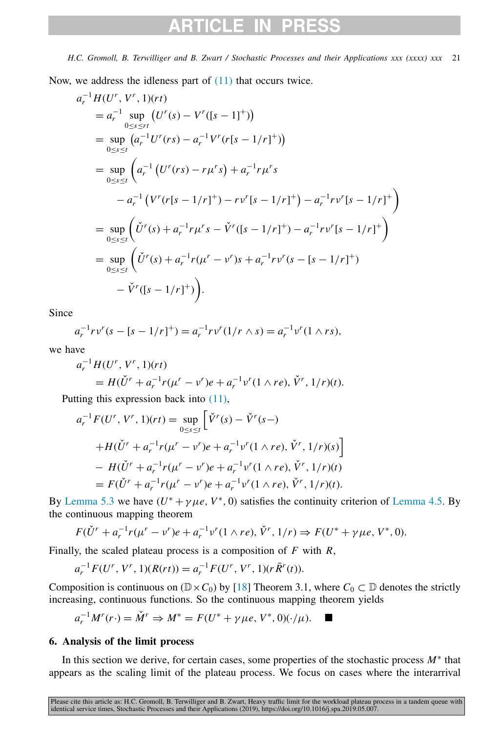Now, we address the idleness part of (11) that occurs twice.

$$
\begin{aligned}
&a_r^{-1} H(U^r, V^r, 1)(rt) \\
&= a_r^{-1} \sup_{0\le s\le rt} \left(U^r(s) - V^r([s-1]^+)\right) \\
&= \sup_{0\le s\le t} \left(a_r^{-1} U^r(rs) - a_r^{-1} V^r(r[s-1/r]^+)\right) \\
&= \sup_{0\le s\le t} \Big( a_r^{-1}\left(U^r(rs) - r\mu^r s\right) + a_r^{-1} r\mu^r s \\
&\qquad - a_r^{-1}\left(V^r(r[s-1/r]^+) - r\nu^r[s-1/r]^+\right) - a_r^{-1} r\nu^r [s-1/r]^+ \Big) \\
&= \sup_{0\le s\le t} \left( \check{U}^r(s) + a_r^{-1} r\mu^r s - \check{V}^r([s-1/r]^+) - a_r^{-1} r\nu^r [s-1/r]^+ \right) \\
&= \sup_{0\le s\le t} \Big( \check{U}^r(s) + a_r^{-1} r(\mu^r - \nu^r)s + a_r^{-1} r\nu^r(s - [s-1/r]^+) \\
&\qquad - \check{V}^r([s-1/r]^+) \Big).
\end{aligned}
$$

Since

$$
a_r^{-1} r\nu^r (s - [s-1/r]^+) = a_r^{-1} r\nu^r (1/r \wedge s) = a_r^{-1} \nu^r (1 \wedge rs),
$$

we have

$$
\begin{aligned}
&a_r^{-1} H(U^r, V^r, 1)(rt) \\
&= H(\check{U}^r + a_r^{-1} r(\mu^r - \nu^r)e + a_r^{-1}\nu^r(1\wedge re), \check{V}^r, 1/r)(t).
\end{aligned}
$$

Putting this expression back into (11),

$$
\begin{aligned}
a_r^{-1} F(U^r, V^r, 1)(rt) &= \sup_{0\le s\le t} \Big[ \check{V}^r(s) - \check{V}^r(s-) \\
&\quad + H(\check{U}^r + a_r^{-1} r(\mu^r - \nu^r)e + a_r^{-1}\nu^r(1\wedge re), \check{V}^r, 1/r)(s) \Big] \\
&\quad - H(\check{U}^r + a_r^{-1} r(\mu^r - \nu^r)e + a_r^{-1}\nu^r(1\wedge re), \check{V}^r, 1/r)(t) \\
&= F(\check{U}^r + a_r^{-1} r(\mu^r - \nu^r)e + a_r^{-1}\nu^r(1\wedge re), \check{V}^r, 1/r)(t).
\end{aligned}
$$

By Lemma 5.3 we have $(U^* + \gamma\mu e, V^*, 0)$ satisfies the continuity criterion of Lemma 4.5. By the continuous mapping theorem

$$
F(\check{U}^r + a_r^{-1} r(\mu^r - \nu^r)e + a_r^{-1}\nu^r(1\wedge re), \check{V}^r, 1/r) \Rightarrow F(U^* + \gamma\mu e, V^*, 0).
$$

Finally, the scaled plateau process is a composition of $F$ with $R$,

$$
a_r^{-1} F(U^r, V^r, 1)(R(rt)) = a_r^{-1} F(U^r, V^r, 1)(r\bar{R}^r(t)).
$$

Composition is continuous on $(\mathbb{D}\times C_0)$ by [18] Theorem 3.1, where $C_0 \subset \mathbb{D}$ denotes the strictly increasing, continuous functions. So the continuous mapping theorem yields

$$
a_r^{-1} M^r(r\cdot) = \check{M}^r \Rightarrow M^* = F(U^* + \gamma\mu e, V^*, 0)(\cdot/\mu). \quad \blacksquare
$$

## 6. Analysis of the limit process

In this section we derive, for certain cases, some properties of the stochastic process $M^*$ that appears as the scaling limit of the plateau process. We focus on cases where the interarrival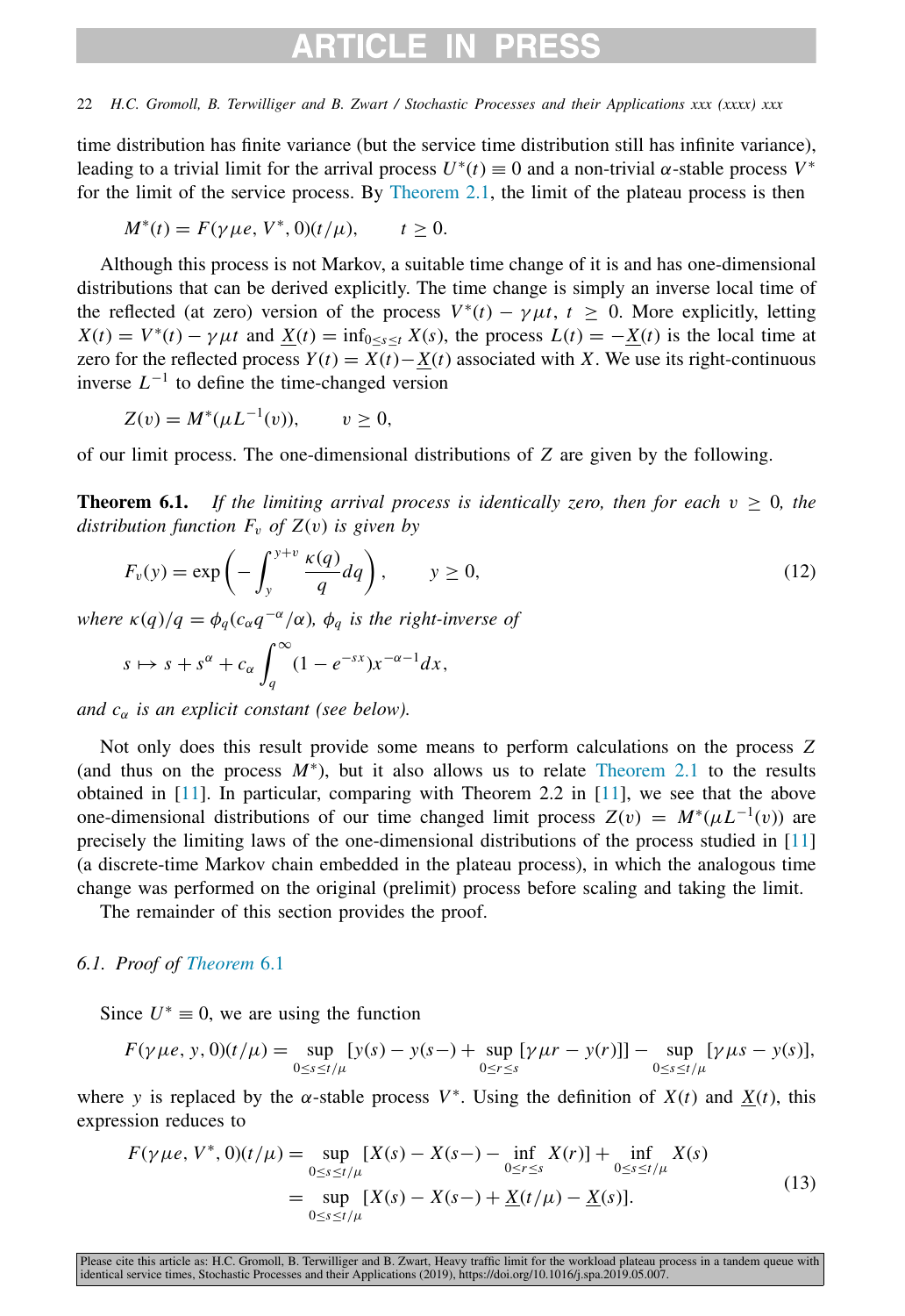time distribution has finite variance (but the service time distribution still has infinite variance), leading to a trivial limit for the arrival process $U^*(t) \equiv 0$ and a non-trivial $\alpha$-stable process $V^*$ for the limit of the service process. By Theorem 2.1, the limit of the plateau process is then

$$M^*(t) = F(\gamma\mu e, V^*, 0)(t/\mu), \qquad t \geq 0.$$

Although this process is not Markov, a suitable time change of it is and has one-dimensional distributions that can be derived explicitly. The time change is simply an inverse local time of the reflected (at zero) version of the process $V^*(t) - \gamma\mu t$, $t \geq 0$. More explicitly, letting $X(t) = V^*(t) - \gamma\mu t$ and $\underline{X}(t) = \inf_{0\leq s\leq t} X(s)$, the process $L(t) = -\underline{X}(t)$ is the local time at zero for the reflected process $Y(t) = X(t) - \underline{X}(t)$ associated with $X$. We use its right-continuous inverse $L^{-1}$ to define the time-changed version

$$Z(v) = M^*(\mu L^{-1}(v)), \qquad v \geq 0,$$

of our limit process. The one-dimensional distributions of $Z$ are given by the following.

**Theorem 6.1.** *If the limiting arrival process is identically zero, then for each $v \geq 0$, the distribution function $F_v$ of $Z(v)$ is given by*

$$F_v(y) = \exp\left( - \int_y^{y+v} \frac{\kappa(q)}{q} dq \right), \qquad y \geq 0, \tag{12}$$

*where $\kappa(q)/q = \phi_q(c_\alpha q^{-\alpha}/\alpha)$, $\phi_q$ is the right-inverse of*

$$s \mapsto s + s^\alpha + c_\alpha \int_q^\infty (1 - e^{-sx}) x^{-\alpha-1} dx,$$

*and $c_\alpha$ is an explicit constant (see below).*

Not only does this result provide some means to perform calculations on the process $Z$ (and thus on the process $M^*$), but it also allows us to relate Theorem 2.1 to the results obtained in [11]. In particular, comparing with Theorem 2.2 in [11], we see that the above one-dimensional distributions of our time changed limit process $Z(v) = M^*(\mu L^{-1}(v))$ are precisely the limiting laws of the one-dimensional distributions of the process studied in [11] (a discrete-time Markov chain embedded in the plateau process), in which the analogous time change was performed on the original (prelimit) process before scaling and taking the limit.

The remainder of this section provides the proof.

### 6.1. Proof of Theorem 6.1

Since $U^* \equiv 0$, we are using the function

$$F(\gamma\mu e, y, 0)(t/\mu) = \sup_{0\leq s\leq t/\mu} [y(s) - y(s-) + \sup_{0\leq r\leq s} [\gamma\mu r - y(r)]] - \sup_{0\leq s\leq t/\mu} [\gamma\mu s - y(s)],$$

where $y$ is replaced by the $\alpha$-stable process $V^*$. Using the definition of $X(t)$ and $\underline{X}(t)$, this expression reduces to

$$\begin{aligned} F(\gamma\mu e, V^*, 0)(t/\mu) &= \sup_{0\leq s\leq t/\mu} [X(s) - X(s-) - \inf_{0\leq r\leq s} X(r)] + \inf_{0\leq s\leq t/\mu} X(s) \\ &= \sup_{0\leq s\leq t/\mu} [X(s) - X(s-) + \underline{X}(t/\mu) - \underline{X}(s)]. \end{aligned} \tag{13}$$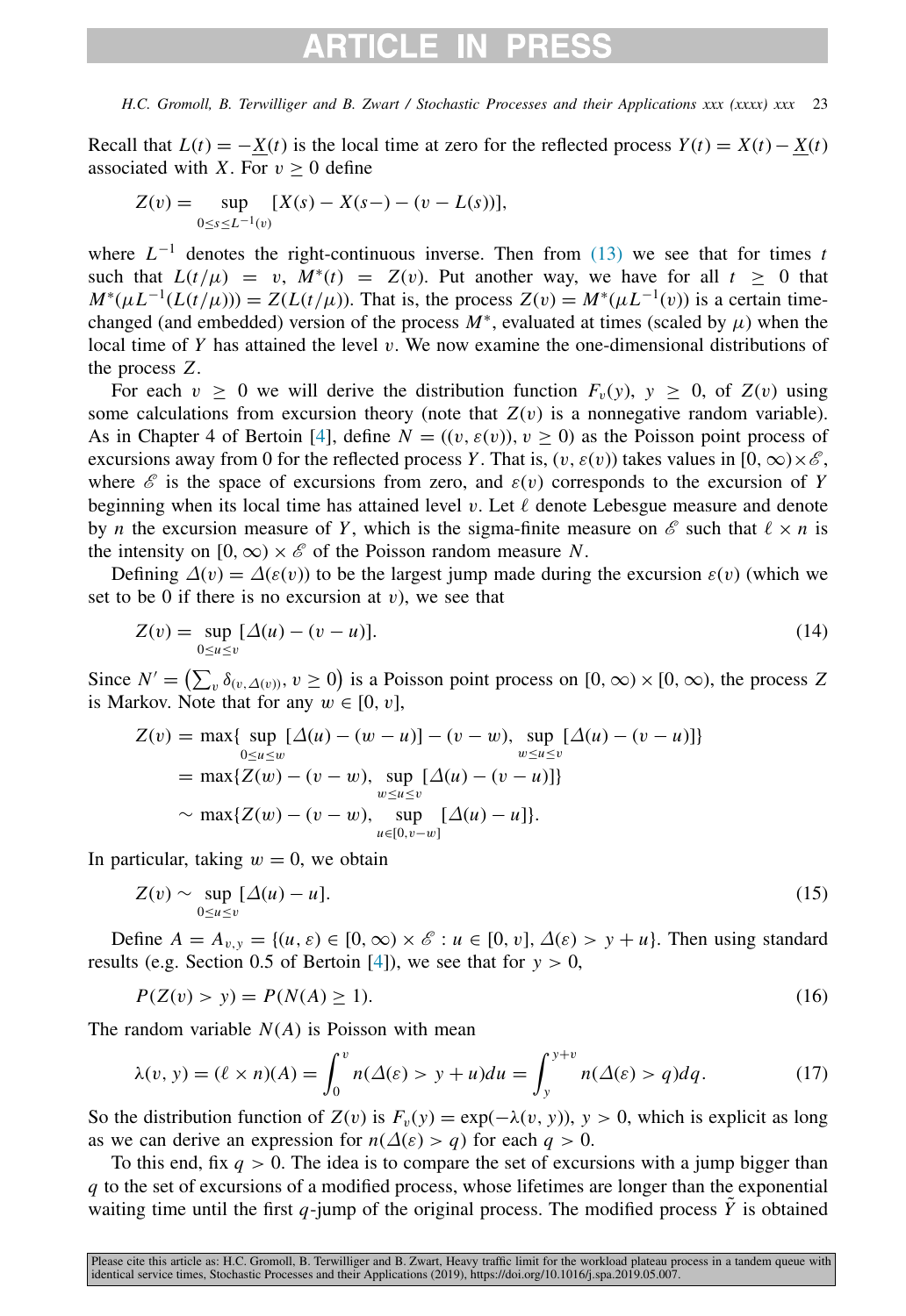Recall that $L(t) = -\underline{X}(t)$ is the local time at zero for the reflected process $Y(t) = X(t) - \underline{X}(t)$ associated with $X$. For $v \geq 0$ define

$$Z(v) = \sup_{0 \leq s \leq L^{-1}(v)} [X(s) - X(s-) - (v - L(s))],$$

where $L^{-1}$ denotes the right-continuous inverse. Then from (13) we see that for times $t$ such that $L(t/\mu) = v$, $M^*(t) = Z(v)$. Put another way, we have for all $t \geq 0$ that $M^*(\mu L^{-1}(L(t/\mu))) = Z(L(t/\mu))$. That is, the process $Z(v) = M^*(\mu L^{-1}(v))$ is a certain time-changed (and embedded) version of the process $M^*$, evaluated at times (scaled by $\mu$) when the local time of $Y$ has attained the level $v$. We now examine the one-dimensional distributions of the process $Z$.

For each $v \geq 0$ we will derive the distribution function $F_v(y)$, $y \geq 0$, of $Z(v)$ using some calculations from excursion theory (note that $Z(v)$ is a nonnegative random variable). As in Chapter 4 of Bertoin [4], define $N = ((v, \varepsilon(v)), v \geq 0)$ as the Poisson point process of excursions away from 0 for the reflected process $Y$. That is, $(v, \varepsilon(v))$ takes values in $[0, \infty) \times \mathscr{E}$, where $\mathscr{E}$ is the space of excursions from zero, and $\varepsilon(v)$ corresponds to the excursion of $Y$ beginning when its local time has attained level $v$. Let $\ell$ denote Lebesgue measure and denote by $n$ the excursion measure of $Y$, which is the sigma-finite measure on $\mathscr{E}$ such that $\ell \times n$ is the intensity on $[0, \infty) \times \mathscr{E}$ of the Poisson random measure $N$.

Defining $\Delta(v) = \Delta(\varepsilon(v))$ to be the largest jump made during the excursion $\varepsilon(v)$ (which we set to be 0 if there is no excursion at $v$), we see that

$$Z(v) = \sup_{0 \leq u \leq v} [\Delta(u) - (v - u)]. \tag{14}$$

Since $N' = \left(\sum_v \delta_{(v, \Delta(v))}, v \geq 0\right)$ is a Poisson point process on $[0, \infty) \times [0, \infty)$, the process $Z$ is Markov. Note that for any $w \in [0, v]$,

$$\begin{aligned} Z(v) &= \max\{ \sup_{0 \leq u \leq w} [\Delta(u) - (w - u)] - (v - w), \sup_{w \leq u \leq v} [\Delta(u) - (v - u)]\} \\ &= \max\{Z(w) - (v - w), \sup_{w \leq u \leq v} [\Delta(u) - (v - u)]\} \\ &\sim \max\{Z(w) - (v - w), \sup_{u \in [0, v-w]} [\Delta(u) - u]\}. \end{aligned}$$

In particular, taking $w = 0$, we obtain

$$Z(v) \sim \sup_{0 \leq u \leq v} [\Delta(u) - u]. \tag{15}$$

Define $A = A_{v,y} = \{(u, \varepsilon) \in [0, \infty) \times \mathscr{E} : u \in [0, v], \Delta(\varepsilon) > y + u\}$. Then using standard results (e.g. Section 0.5 of Bertoin [4]), we see that for $y > 0$,

$$P(Z(v) > y) = P(N(A) \geq 1). \tag{16}$$

The random variable $N(A)$ is Poisson with mean

$$\lambda(v, y) = (\ell \times n)(A) = \int_0^v n(\Delta(\varepsilon) > y + u) du = \int_y^{y+v} n(\Delta(\varepsilon) > q) dq. \tag{17}$$

So the distribution function of $Z(v)$ is $F_v(y) = \exp(-\lambda(v, y))$, $y > 0$, which is explicit as long as we can derive an expression for $n(\Delta(\varepsilon) > q)$ for each $q > 0$.

To this end, fix $q > 0$. The idea is to compare the set of excursions with a jump bigger than $q$ to the set of excursions of a modified process, whose lifetimes are longer than the exponential waiting time until the first $q$-jump of the original process. The modified process $\tilde{Y}$ is obtained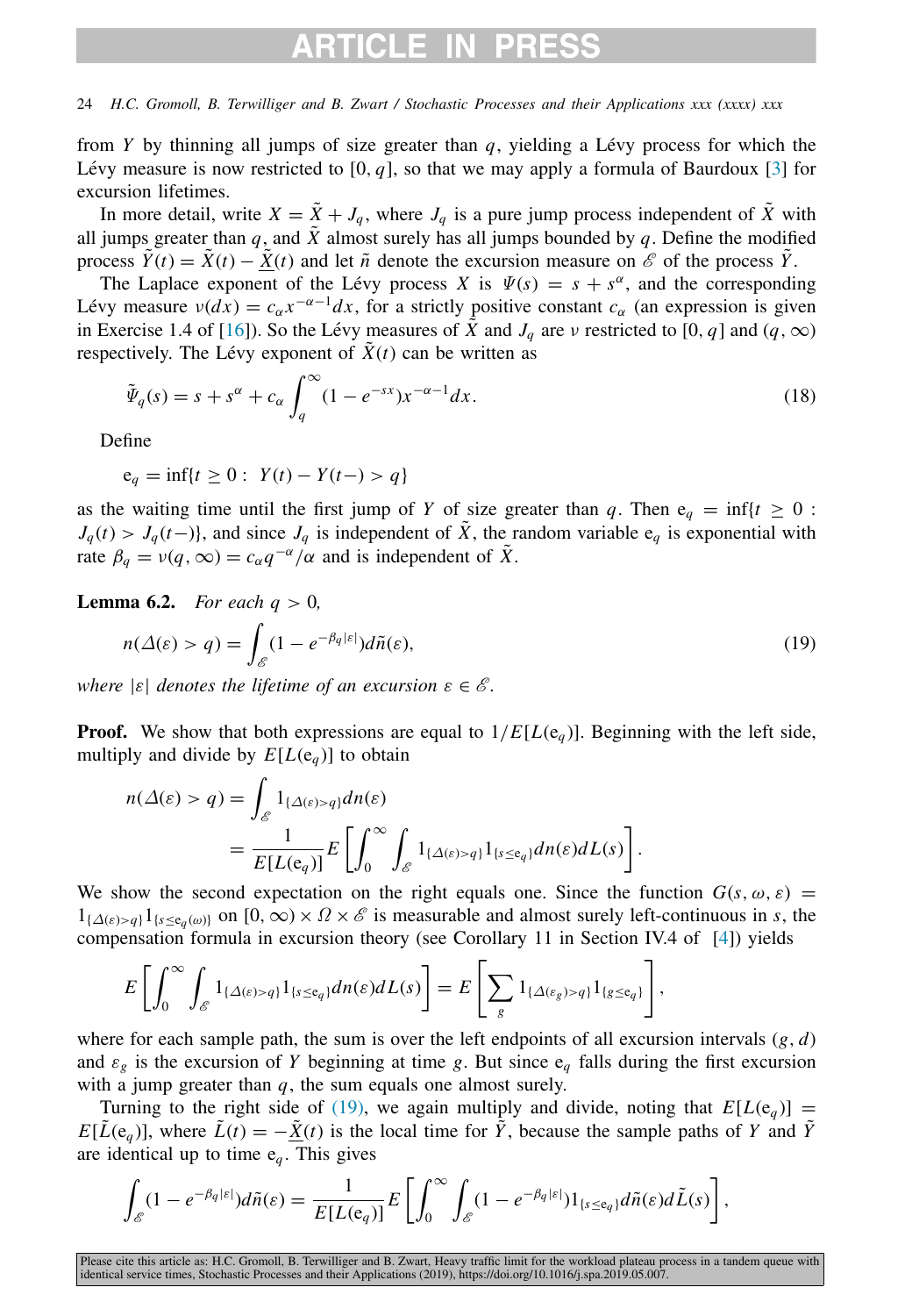from $Y$ by thinning all jumps of size greater than $q$, yielding a Lévy process for which the Lévy measure is now restricted to $[0, q]$, so that we may apply a formula of Baurdoux [3] for excursion lifetimes.

In more detail, write $X = \tilde{X} + J_q$, where $J_q$ is a pure jump process independent of $\tilde{X}$ with all jumps greater than $q$, and $\tilde{X}$ almost surely has all jumps bounded by $q$. Define the modified process $\tilde{Y}(t) = \tilde{X}(t) - \underline{\tilde{X}}(t)$ and let $\tilde{n}$ denote the excursion measure on $\mathscr{E}$ of the process $\tilde{Y}$.

The Laplace exponent of the Lévy process $X$ is $\Psi(s) = s + s^\alpha$, and the corresponding Lévy measure $\nu(dx) = c_\alpha x^{-\alpha-1}dx$, for a strictly positive constant $c_\alpha$ (an expression is given in Exercise 1.4 of [16]). So the Lévy measures of $\tilde{X}$ and $J_q$ are $\nu$ restricted to $[0, q]$ and $(q, \infty)$ respectively. The Lévy exponent of $\tilde{X}(t)$ can be written as

$$\tilde{\Psi}_q(s) = s + s^\alpha + c_\alpha \int_q^\infty (1 - e^{-sx}) x^{-\alpha-1} dx. \tag{18}$$

Define

$$\mathrm{e}_q = \inf\{t \geq 0 : \; Y(t) - Y(t-) > q\}$$

as the waiting time until the first jump of $Y$ of size greater than $q$. Then $\mathrm{e}_q = \inf\{t \geq 0 : J_q(t) > J_q(t-)\}$, and since $J_q$ is independent of $\tilde{X}$, the random variable $\mathrm{e}_q$ is exponential with rate $\beta_q = \nu(q, \infty) = c_\alpha q^{-\alpha}/\alpha$ and is independent of $\tilde{X}$.

**Lemma 6.2.** *For each $q > 0$,*

$$n(\Delta(\varepsilon) > q) = \int_{\mathscr{E}} (1 - e^{-\beta_q |\varepsilon|}) d\tilde{n}(\varepsilon), \tag{19}$$

*where $|\varepsilon|$ denotes the lifetime of an excursion $\varepsilon \in \mathscr{E}$.*

**Proof.** We show that both expressions are equal to $1/E[L(\mathrm{e}_q)]$. Beginning with the left side, multiply and divide by $E[L(\mathrm{e}_q)]$ to obtain

$$\begin{aligned} n(\Delta(\varepsilon) > q) &= \int_{\mathscr{E}} 1_{\{\Delta(\varepsilon) > q\}} dn(\varepsilon) \\ &= \frac{1}{E[L(\mathrm{e}_q)]} E\left[\int_0^\infty \int_{\mathscr{E}} 1_{\{\Delta(\varepsilon) > q\}} 1_{\{s \leq \mathrm{e}_q\}} dn(\varepsilon) dL(s)\right]. \end{aligned}$$

We show the second expectation on the right equals one. Since the function $G(s, \omega, \varepsilon) = 1_{\{\Delta(\varepsilon) > q\}} 1_{\{s \leq \mathrm{e}_q(\omega)\}}$ on $[0, \infty) \times \Omega \times \mathscr{E}$ is measurable and almost surely left-continuous in $s$, the compensation formula in excursion theory (see Corollary 11 in Section IV.4 of [4]) yields

$$E\left[\int_0^\infty \int_{\mathscr{E}} 1_{\{\Delta(\varepsilon) > q\}} 1_{\{s \leq \mathrm{e}_q\}} dn(\varepsilon) dL(s)\right] = E\left[\sum_g 1_{\{\Delta(\varepsilon_g) > q\}} 1_{\{g \leq \mathrm{e}_q\}}\right],$$

where for each sample path, the sum is over the left endpoints of all excursion intervals $(g, d)$ and $\varepsilon_g$ is the excursion of $Y$ beginning at time $g$. But since $\mathrm{e}_q$ falls during the first excursion with a jump greater than $q$, the sum equals one almost surely.

Turning to the right side of (19), we again multiply and divide, noting that $E[L(\mathrm{e}_q)] = E[\tilde{L}(\mathrm{e}_q)]$, where $\tilde{L}(t) = -\underline{\tilde{X}}(t)$ is the local time for $\tilde{Y}$, because the sample paths of $Y$ and $\tilde{Y}$ are identical up to time $\mathrm{e}_q$. This gives

$$\int_{\mathscr{E}} (1 - e^{-\beta_q |\varepsilon|}) d\tilde{n}(\varepsilon) = \frac{1}{E[L(\mathrm{e}_q)]} E\left[\int_0^\infty \int_{\mathscr{E}} (1 - e^{-\beta_q |\varepsilon|}) 1_{\{s \leq \mathrm{e}_q\}} d\tilde{n}(\varepsilon) d\tilde{L}(s)\right],$$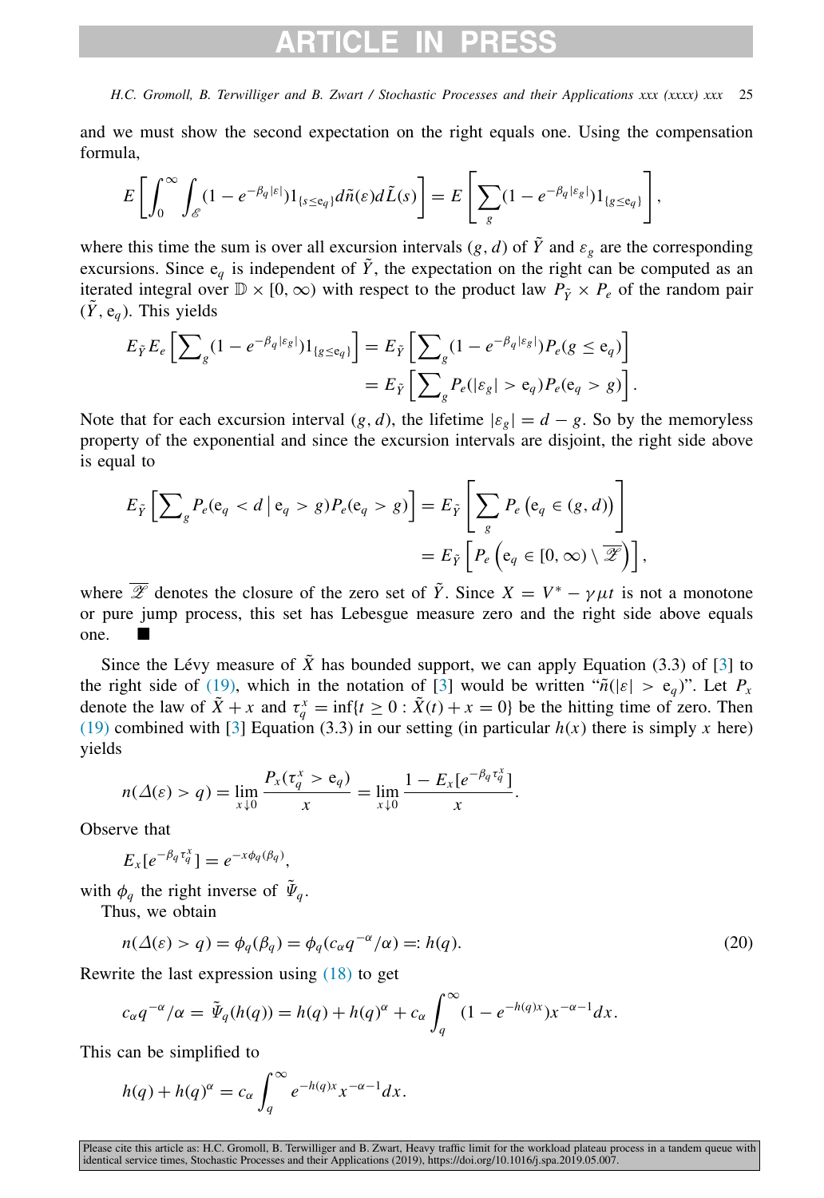and we must show the second expectation on the right equals one. Using the compensation formula,

$$E\left[\int_0^\infty \int_{\mathscr{E}} (1 - e^{-\beta_q|\varepsilon|}) 1_{\{s \le \mathrm{e}_q\}} d\tilde{n}(\varepsilon) d\tilde{L}(s)\right] = E\left[\sum_g (1 - e^{-\beta_q|\varepsilon_g|}) 1_{\{g \le \mathrm{e}_q\}}\right],$$

where this time the sum is over all excursion intervals $(g, d)$ of $\tilde{Y}$ and $\varepsilon_g$ are the corresponding excursions. Since $\mathrm{e}_q$ is independent of $\tilde{Y}$, the expectation on the right can be computed as an iterated integral over $\mathbb{D} \times [0, \infty)$ with respect to the product law $P_{\tilde{Y}} \times P_e$ of the random pair $(\tilde{Y}, \mathrm{e}_q)$. This yields

$$\begin{aligned} E_{\tilde{Y}} E_e\left[\sum\nolimits_g (1 - e^{-\beta_q|\varepsilon_g|}) 1_{\{g \le \mathrm{e}_q\}}\right] &= E_{\tilde{Y}}\left[\sum\nolimits_g (1 - e^{-\beta_q|\varepsilon_g|}) P_e(g \le \mathrm{e}_q)\right] \\ &= E_{\tilde{Y}}\left[\sum\nolimits_g P_e(|\varepsilon_g| > \mathrm{e}_q) P_e(\mathrm{e}_q > g)\right]. \end{aligned}$$

Note that for each excursion interval $(g, d)$, the lifetime $|\varepsilon_g| = d - g$. So by the memoryless property of the exponential and since the excursion intervals are disjoint, the right side above is equal to

$$\begin{aligned} E_{\tilde{Y}}\left[\sum\nolimits_g P_e(\mathrm{e}_q < d \mid \mathrm{e}_q > g) P_e(\mathrm{e}_q > g)\right] &= E_{\tilde{Y}}\left[\sum_g P_e\left(\mathrm{e}_q \in (g, d)\right)\right] \\ &= E_{\tilde{Y}}\left[P_e\left(\mathrm{e}_q \in [0, \infty) \setminus \overline{\mathscr{Z}}\right)\right], \end{aligned}$$

where $\overline{\mathscr{Z}}$ denotes the closure of the zero set of $\tilde{Y}$. Since $X = V^* - \gamma\mu t$ is not a monotone or pure jump process, this set has Lebesgue measure zero and the right side above equals one. ■

Since the Lévy measure of $\tilde{X}$ has bounded support, we can apply Equation (3.3) of [3] to the right side of (19), which in the notation of [3] would be written "$\tilde{n}(|\varepsilon| > \mathrm{e}_q)$". Let $P_x$ denote the law of $\tilde{X} + x$ and $\tau_q^x = \inf\{t \ge 0 : \tilde{X}(t) + x = 0\}$ be the hitting time of zero. Then (19) combined with [3] Equation (3.3) in our setting (in particular $h(x)$ there is simply $x$ here) yields

$$n(\Delta(\varepsilon) > q) = \lim_{x \downarrow 0} \frac{P_x(\tau_q^x > \mathrm{e}_q)}{x} = \lim_{x \downarrow 0} \frac{1 - E_x[e^{-\beta_q \tau_q^x}]}{x}.$$

Observe that

$$E_x[e^{-\beta_q \tau_q^x}] = e^{-x\phi_q(\beta_q)},$$

with $\phi_q$ the right inverse of $\tilde{\Psi}_q$.

Thus, we obtain

$$n(\Delta(\varepsilon) > q) = \phi_q(\beta_q) = \phi_q(c_\alpha q^{-\alpha}/\alpha) =: h(q). \tag{20}$$

Rewrite the last expression using (18) to get

$$c_\alpha q^{-\alpha}/\alpha = \tilde{\Psi}_q(h(q)) = h(q) + h(q)^\alpha + c_\alpha \int_q^\infty (1 - e^{-h(q)x}) x^{-\alpha-1} dx.$$

This can be simplified to

$$h(q) + h(q)^\alpha = c_\alpha \int_q^\infty e^{-h(q)x} x^{-\alpha-1} dx.$$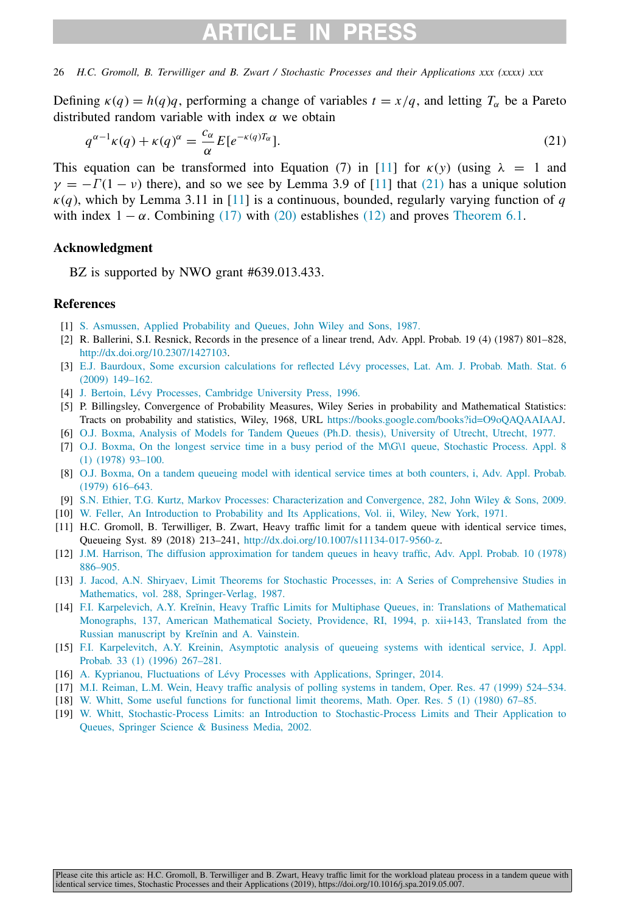Defining $\kappa(q) = h(q)q$, performing a change of variables $t = x/q$, and letting $T_\alpha$ be a Pareto distributed random variable with index $\alpha$ we obtain

$$q^{\alpha-1}\kappa(q) + \kappa(q)^\alpha = \frac{c_\alpha}{\alpha} E[e^{-\kappa(q)T_\alpha}]. \tag{21}$$

This equation can be transformed into Equation (7) in [11] for $\kappa(y)$ (using $\lambda = 1$ and $\gamma = -\Gamma(1-\nu)$ there), and so we see by Lemma 3.9 of [11] that (21) has a unique solution $\kappa(q)$, which by Lemma 3.11 in [11] is a continuous, bounded, regularly varying function of $q$ with index $1 - \alpha$. Combining (17) with (20) establishes (12) and proves Theorem 6.1.

## Acknowledgment

BZ is supported by NWO grant #639.013.433.

## References

[1] S. Asmussen, Applied Probability and Queues, John Wiley and Sons, 1987.

[2] R. Ballerini, S.I. Resnick, Records in the presence of a linear trend, Adv. Appl. Probab. 19 (4) (1987) 801–828, http://dx.doi.org/10.2307/1427103.

[3] E.J. Baurdoux, Some excursion calculations for reflected Lévy processes, Lat. Am. J. Probab. Math. Stat. 6 (2009) 149–162.

[4] J. Bertoin, Lévy Processes, Cambridge University Press, 1996.

[5] P. Billingsley, Convergence of Probability Measures, Wiley Series in probability and Mathematical Statistics: Tracts on probability and statistics, Wiley, 1968, URL https://books.google.com/books?id=O9oQAQAAIAAJ.

[6] O.J. Boxma, Analysis of Models for Tandem Queues (Ph.D. thesis), University of Utrecht, Utrecht, 1977.

[7] O.J. Boxma, On the longest service time in a busy period of the M\G\1 queue, Stochastic Process. Appl. 8 (1) (1978) 93–100.

[8] O.J. Boxma, On a tandem queueing model with identical service times at both counters, i, Adv. Appl. Probab. (1979) 616–643.

[9] S.N. Ethier, T.G. Kurtz, Markov Processes: Characterization and Convergence, 282, John Wiley & Sons, 2009.

[10] W. Feller, An Introduction to Probability and Its Applications, Vol. ii, Wiley, New York, 1971.

[11] H.C. Gromoll, B. Terwilliger, B. Zwart, Heavy traffic limit for a tandem queue with identical service times, Queueing Syst. 89 (2018) 213–241, http://dx.doi.org/10.1007/s11134-017-9560-z.

[12] J.M. Harrison, The diffusion approximation for tandem queues in heavy traffic, Adv. Appl. Probab. 10 (1978) 886–905.

[13] J. Jacod, A.N. Shiryaev, Limit Theorems for Stochastic Processes, in: A Series of Comprehensive Studies in Mathematics, vol. 288, Springer-Verlag, 1987.

[14] F.I. Karpelevich, A.Y. Kreĭnin, Heavy Traffic Limits for Multiphase Queues, in: Translations of Mathematical Monographs, 137, American Mathematical Society, Providence, RI, 1994, p. xii+143, Translated from the Russian manuscript by Kreĭnin and A. Vainstein.

[15] F.I. Karpelevitch, A.Y. Kreinin, Asymptotic analysis of queueing systems with identical service, J. Appl. Probab. 33 (1) (1996) 267–281.

[16] A. Kyprianou, Fluctuations of Lévy Processes with Applications, Springer, 2014.

[17] M.I. Reiman, L.M. Wein, Heavy traffic analysis of polling systems in tandem, Oper. Res. 47 (1999) 524–534.

[18] W. Whitt, Some useful functions for functional limit theorems, Math. Oper. Res. 5 (1) (1980) 67–85.

[19] W. Whitt, Stochastic-Process Limits: an Introduction to Stochastic-Process Limits and Their Application to Queues, Springer Science & Business Media, 2002.